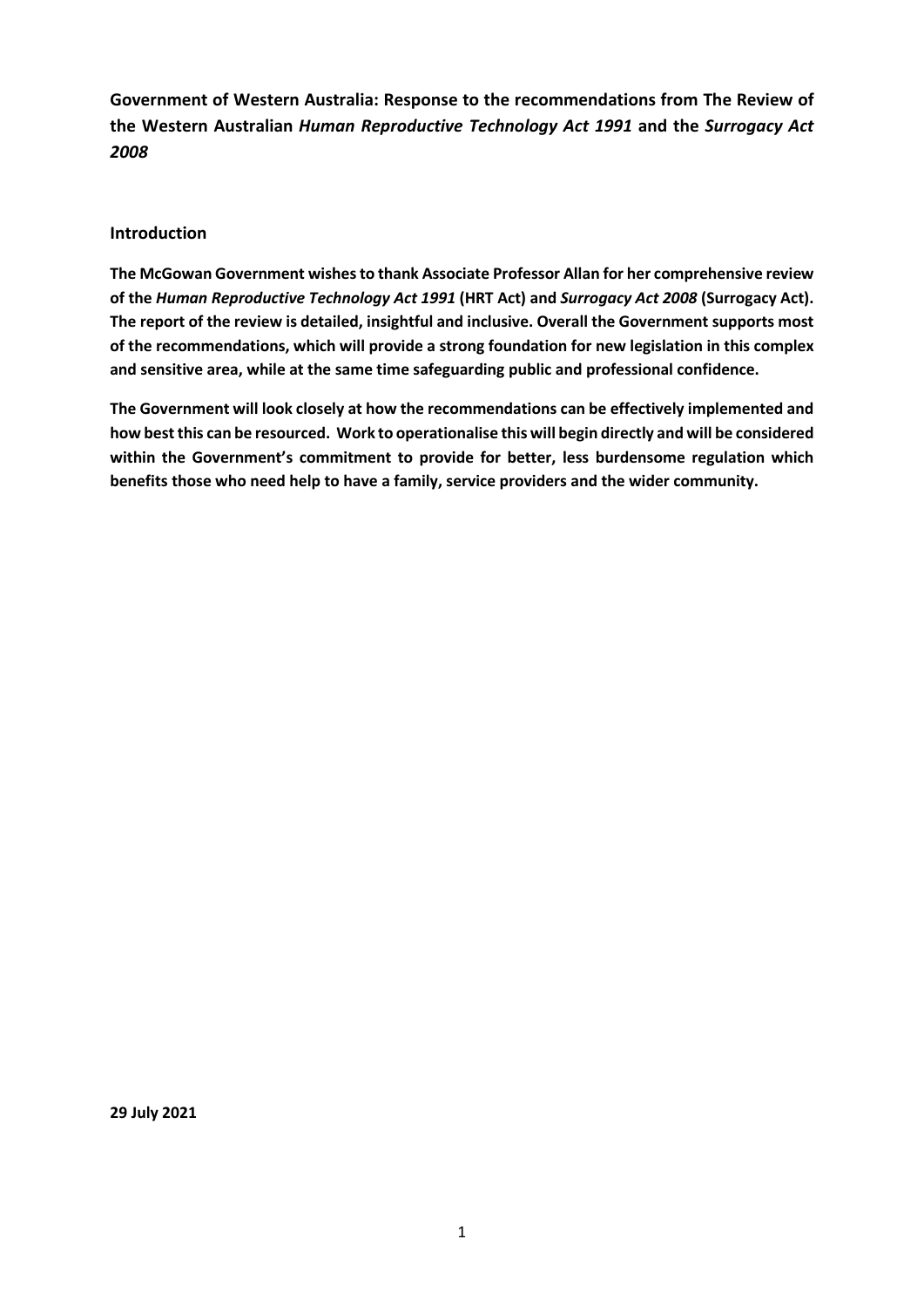# Government of Western Australia: Response to the recommendations from The Review of the Western Australian *Human Reproductive Technology Act 1991* and the *Surrogacy Act 2008*

## Introduction

**The McGowan Government wishes to thank Associate Professor Allan for her comprehensive review of the *Human Reproductive Technology Act 1991* (HRT Act) and *Surrogacy Act 2008* (Surrogacy Act). The report of the review is detailed, insightful and inclusive. Overall the Government supports most of the recommendations, which will provide a strong foundation for new legislation in this complex and sensitive area, while at the same time safeguarding public and professional confidence.**

**The Government will look closely at how the recommendations can be effectively implemented and how best this can be resourced. Work to operationalise this will begin directly and will be considered within the Government's commitment to provide for better, less burdensome regulation which benefits those who need help to have a family, service providers and the wider community.**

**29 July 2021**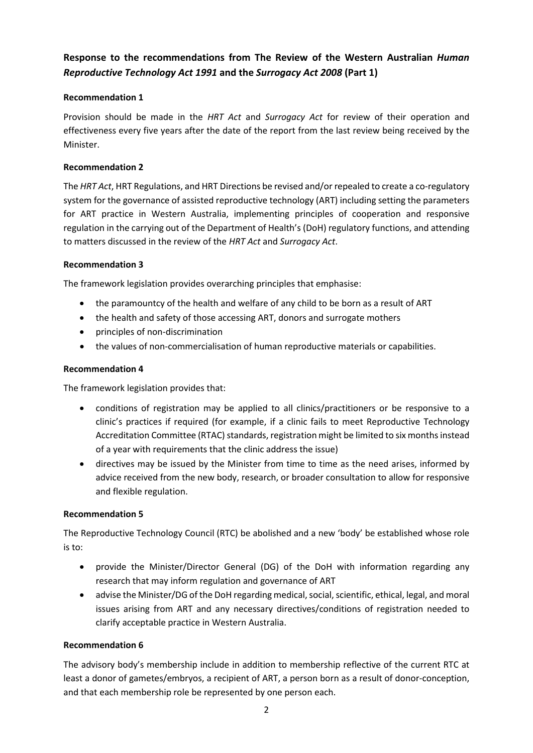## Response to the recommendations from The Review of the Western Australian *Human Reproductive Technology Act 1991* and the *Surrogacy Act 2008* (Part 1)

**Recommendation 1**

Provision should be made in the *HRT Act* and *Surrogacy Act* for review of their operation and effectiveness every five years after the date of the report from the last review being received by the Minister.

**Recommendation 2**

The *HRT Act*, HRT Regulations, and HRT Directions be revised and/or repealed to create a co-regulatory system for the governance of assisted reproductive technology (ART) including setting the parameters for ART practice in Western Australia, implementing principles of cooperation and responsive regulation in the carrying out of the Department of Health's (DoH) regulatory functions, and attending to matters discussed in the review of the *HRT Act* and *Surrogacy Act*.

**Recommendation 3**

The framework legislation provides overarching principles that emphasise:

- the paramountcy of the health and welfare of any child to be born as a result of ART
- the health and safety of those accessing ART, donors and surrogate mothers
- principles of non-discrimination
- the values of non-commercialisation of human reproductive materials or capabilities.

**Recommendation 4**

The framework legislation provides that:

- conditions of registration may be applied to all clinics/practitioners or be responsive to a clinic's practices if required (for example, if a clinic fails to meet Reproductive Technology Accreditation Committee (RTAC) standards, registration might be limited to six months instead of a year with requirements that the clinic address the issue)
- directives may be issued by the Minister from time to time as the need arises, informed by advice received from the new body, research, or broader consultation to allow for responsive and flexible regulation.

**Recommendation 5**

The Reproductive Technology Council (RTC) be abolished and a new 'body' be established whose role is to:

- provide the Minister/Director General (DG) of the DoH with information regarding any research that may inform regulation and governance of ART
- advise the Minister/DG of the DoH regarding medical, social, scientific, ethical, legal, and moral issues arising from ART and any necessary directives/conditions of registration needed to clarify acceptable practice in Western Australia.

**Recommendation 6**

The advisory body's membership include in addition to membership reflective of the current RTC at least a donor of gametes/embryos, a recipient of ART, a person born as a result of donor-conception, and that each membership role be represented by one person each.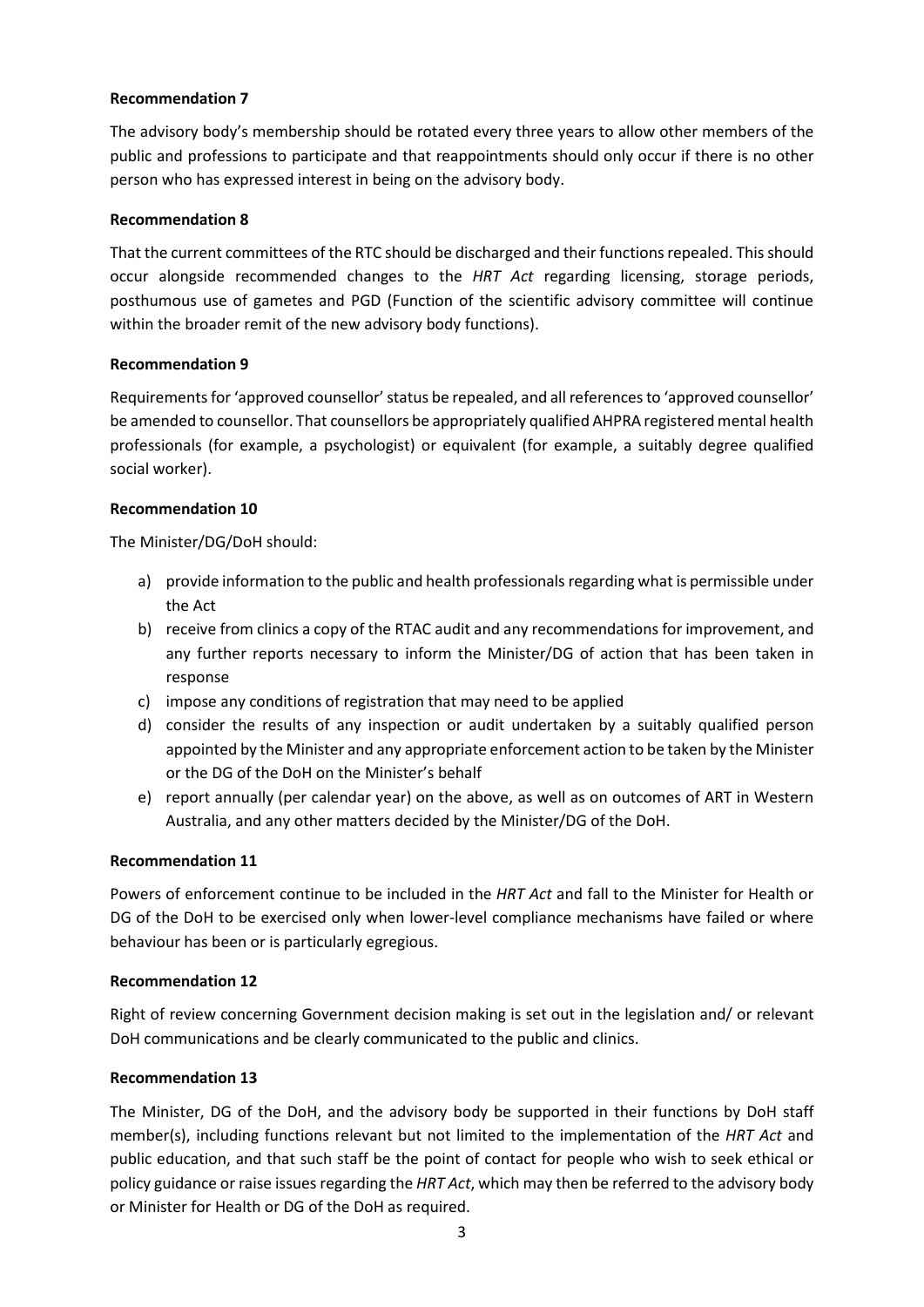**Recommendation 7**

The advisory body's membership should be rotated every three years to allow other members of the public and professions to participate and that reappointments should only occur if there is no other person who has expressed interest in being on the advisory body.

**Recommendation 8**

That the current committees of the RTC should be discharged and their functions repealed. This should occur alongside recommended changes to the *HRT Act* regarding licensing, storage periods, posthumous use of gametes and PGD (Function of the scientific advisory committee will continue within the broader remit of the new advisory body functions).

**Recommendation 9**

Requirements for 'approved counsellor' status be repealed, and all references to 'approved counsellor' be amended to counsellor. That counsellors be appropriately qualified AHPRA registered mental health professionals (for example, a psychologist) or equivalent (for example, a suitably degree qualified social worker).

**Recommendation 10**

The Minister/DG/DoH should:

a) provide information to the public and health professionals regarding what is permissible under the Act
b) receive from clinics a copy of the RTAC audit and any recommendations for improvement, and any further reports necessary to inform the Minister/DG of action that has been taken in response
c) impose any conditions of registration that may need to be applied
d) consider the results of any inspection or audit undertaken by a suitably qualified person appointed by the Minister and any appropriate enforcement action to be taken by the Minister or the DG of the DoH on the Minister's behalf
e) report annually (per calendar year) on the above, as well as on outcomes of ART in Western Australia, and any other matters decided by the Minister/DG of the DoH.

**Recommendation 11**

Powers of enforcement continue to be included in the *HRT Act* and fall to the Minister for Health or DG of the DoH to be exercised only when lower-level compliance mechanisms have failed or where behaviour has been or is particularly egregious.

**Recommendation 12**

Right of review concerning Government decision making is set out in the legislation and/ or relevant DoH communications and be clearly communicated to the public and clinics.

**Recommendation 13**

The Minister, DG of the DoH, and the advisory body be supported in their functions by DoH staff member(s), including functions relevant but not limited to the implementation of the *HRT Act* and public education, and that such staff be the point of contact for people who wish to seek ethical or policy guidance or raise issues regarding the *HRT Act*, which may then be referred to the advisory body or Minister for Health or DG of the DoH as required.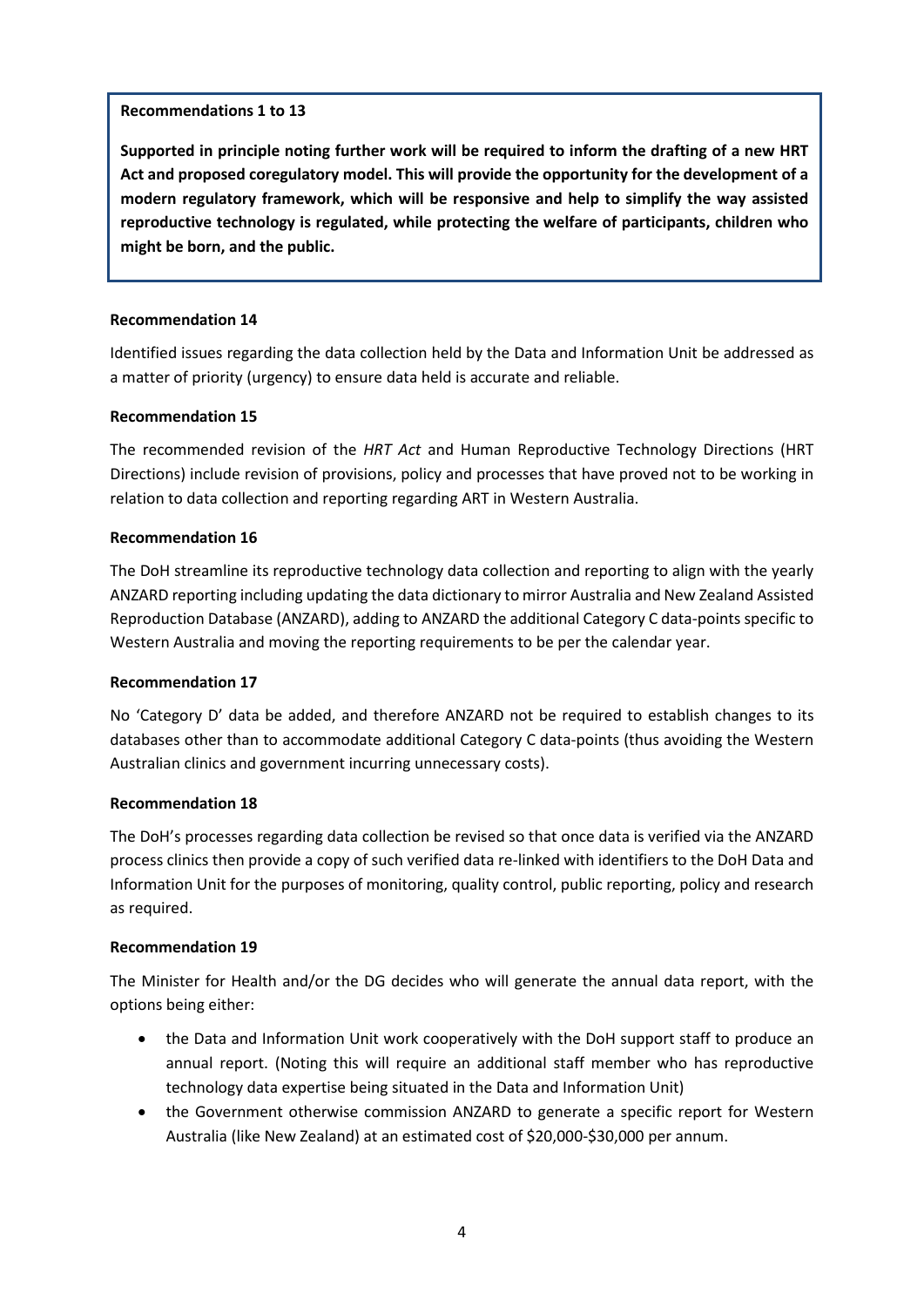**Recommendations 1 to 13**

**Supported in principle noting further work will be required to inform the drafting of a new HRT Act and proposed coregulatory model. This will provide the opportunity for the development of a modern regulatory framework, which will be responsive and help to simplify the way assisted reproductive technology is regulated, while protecting the welfare of participants, children who might be born, and the public.**

**Recommendation 14**

Identified issues regarding the data collection held by the Data and Information Unit be addressed as a matter of priority (urgency) to ensure data held is accurate and reliable.

**Recommendation 15**

The recommended revision of the *HRT Act* and Human Reproductive Technology Directions (HRT Directions) include revision of provisions, policy and processes that have proved not to be working in relation to data collection and reporting regarding ART in Western Australia.

**Recommendation 16**

The DoH streamline its reproductive technology data collection and reporting to align with the yearly ANZARD reporting including updating the data dictionary to mirror Australia and New Zealand Assisted Reproduction Database (ANZARD), adding to ANZARD the additional Category C data-points specific to Western Australia and moving the reporting requirements to be per the calendar year.

**Recommendation 17**

No 'Category D' data be added, and therefore ANZARD not be required to establish changes to its databases other than to accommodate additional Category C data-points (thus avoiding the Western Australian clinics and government incurring unnecessary costs).

**Recommendation 18**

The DoH's processes regarding data collection be revised so that once data is verified via the ANZARD process clinics then provide a copy of such verified data re-linked with identifiers to the DoH Data and Information Unit for the purposes of monitoring, quality control, public reporting, policy and research as required.

**Recommendation 19**

The Minister for Health and/or the DG decides who will generate the annual data report, with the options being either:

- the Data and Information Unit work cooperatively with the DoH support staff to produce an annual report. (Noting this will require an additional staff member who has reproductive technology data expertise being situated in the Data and Information Unit)
- the Government otherwise commission ANZARD to generate a specific report for Western Australia (like New Zealand) at an estimated cost of $20,000-$30,000 per annum.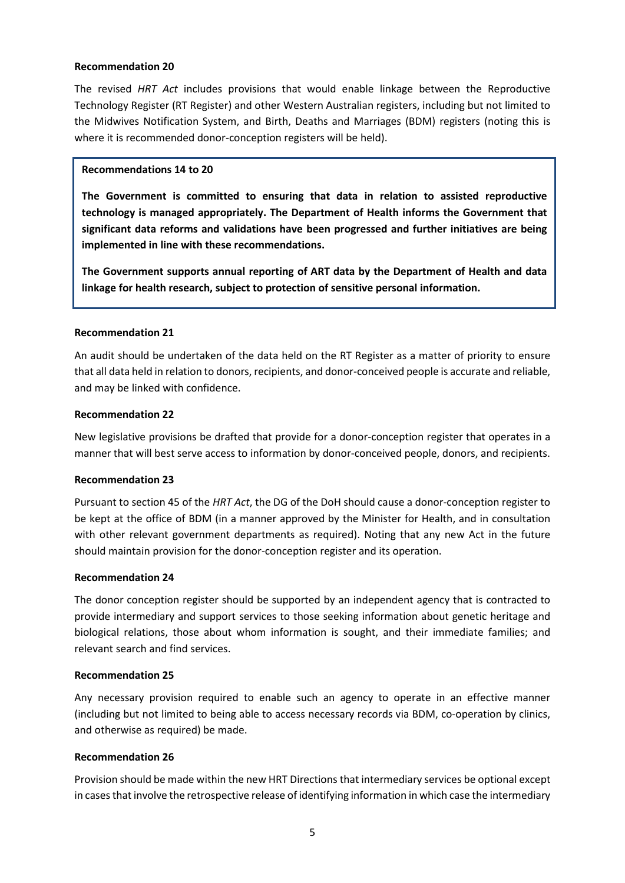**Recommendation 20**

The revised *HRT Act* includes provisions that would enable linkage between the Reproductive Technology Register (RT Register) and other Western Australian registers, including but not limited to the Midwives Notification System, and Birth, Deaths and Marriages (BDM) registers (noting this is where it is recommended donor-conception registers will be held).

> **Recommendations 14 to 20**
>
> **The Government is committed to ensuring that data in relation to assisted reproductive technology is managed appropriately. The Department of Health informs the Government that significant data reforms and validations have been progressed and further initiatives are being implemented in line with these recommendations.**
>
> **The Government supports annual reporting of ART data by the Department of Health and data linkage for health research, subject to protection of sensitive personal information.**

**Recommendation 21**

An audit should be undertaken of the data held on the RT Register as a matter of priority to ensure that all data held in relation to donors, recipients, and donor-conceived people is accurate and reliable, and may be linked with confidence.

**Recommendation 22**

New legislative provisions be drafted that provide for a donor-conception register that operates in a manner that will best serve access to information by donor-conceived people, donors, and recipients.

**Recommendation 23**

Pursuant to section 45 of the *HRT Act*, the DG of the DoH should cause a donor-conception register to be kept at the office of BDM (in a manner approved by the Minister for Health, and in consultation with other relevant government departments as required). Noting that any new Act in the future should maintain provision for the donor-conception register and its operation.

**Recommendation 24**

The donor conception register should be supported by an independent agency that is contracted to provide intermediary and support services to those seeking information about genetic heritage and biological relations, those about whom information is sought, and their immediate families; and relevant search and find services.

**Recommendation 25**

Any necessary provision required to enable such an agency to operate in an effective manner (including but not limited to being able to access necessary records via BDM, co-operation by clinics, and otherwise as required) be made.

**Recommendation 26**

Provision should be made within the new HRT Directions that intermediary services be optional except in cases that involve the retrospective release of identifying information in which case the intermediary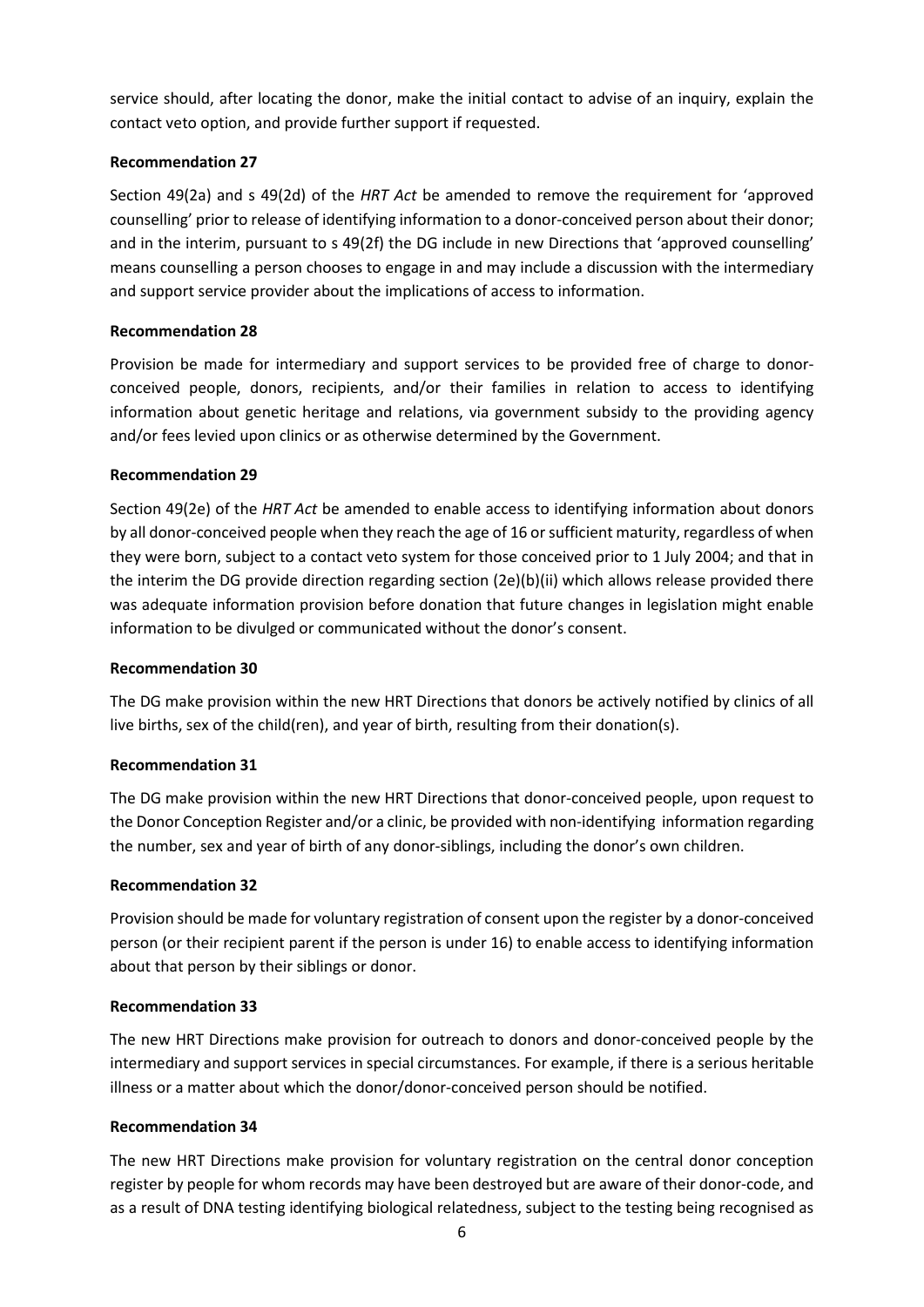service should, after locating the donor, make the initial contact to advise of an inquiry, explain the contact veto option, and provide further support if requested.

**Recommendation 27**

Section 49(2a) and s 49(2d) of the *HRT Act* be amended to remove the requirement for 'approved counselling' prior to release of identifying information to a donor-conceived person about their donor; and in the interim, pursuant to s 49(2f) the DG include in new Directions that 'approved counselling' means counselling a person chooses to engage in and may include a discussion with the intermediary and support service provider about the implications of access to information.

**Recommendation 28**

Provision be made for intermediary and support services to be provided free of charge to donor-conceived people, donors, recipients, and/or their families in relation to access to identifying information about genetic heritage and relations, via government subsidy to the providing agency and/or fees levied upon clinics or as otherwise determined by the Government.

**Recommendation 29**

Section 49(2e) of the *HRT Act* be amended to enable access to identifying information about donors by all donor-conceived people when they reach the age of 16 or sufficient maturity, regardless of when they were born, subject to a contact veto system for those conceived prior to 1 July 2004; and that in the interim the DG provide direction regarding section (2e)(b)(ii) which allows release provided there was adequate information provision before donation that future changes in legislation might enable information to be divulged or communicated without the donor's consent.

**Recommendation 30**

The DG make provision within the new HRT Directions that donors be actively notified by clinics of all live births, sex of the child(ren), and year of birth, resulting from their donation(s).

**Recommendation 31**

The DG make provision within the new HRT Directions that donor-conceived people, upon request to the Donor Conception Register and/or a clinic, be provided with non-identifying information regarding the number, sex and year of birth of any donor-siblings, including the donor's own children.

**Recommendation 32**

Provision should be made for voluntary registration of consent upon the register by a donor-conceived person (or their recipient parent if the person is under 16) to enable access to identifying information about that person by their siblings or donor.

**Recommendation 33**

The new HRT Directions make provision for outreach to donors and donor-conceived people by the intermediary and support services in special circumstances. For example, if there is a serious heritable illness or a matter about which the donor/donor-conceived person should be notified.

**Recommendation 34**

The new HRT Directions make provision for voluntary registration on the central donor conception register by people for whom records may have been destroyed but are aware of their donor-code, and as a result of DNA testing identifying biological relatedness, subject to the testing being recognised as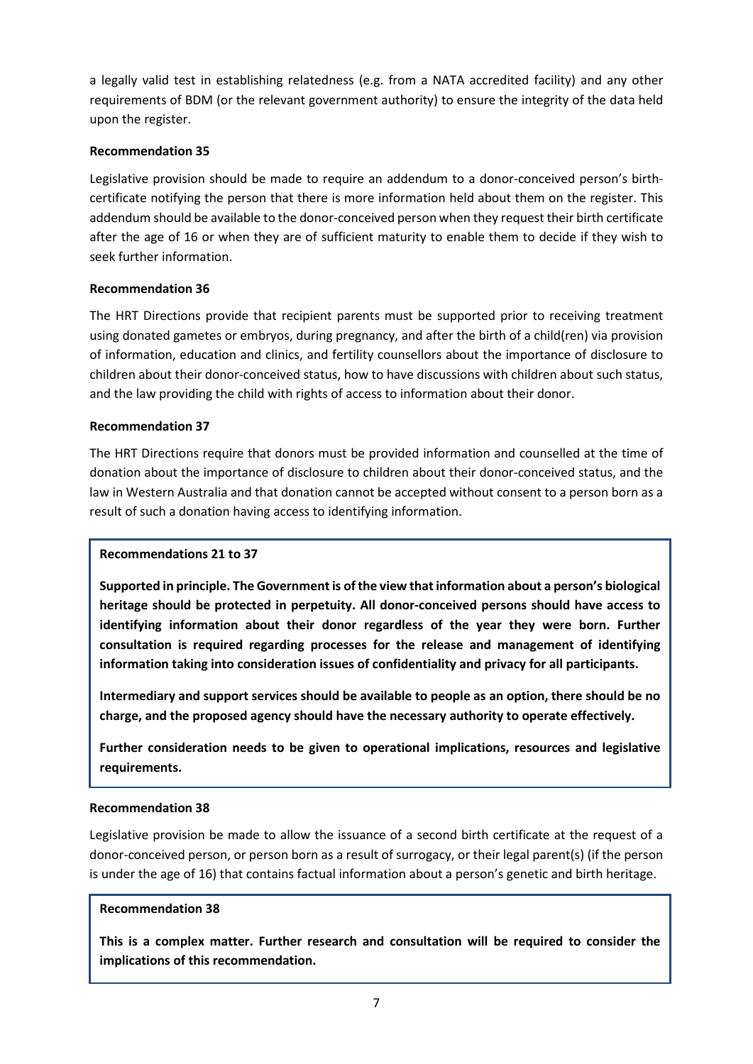a legally valid test in establishing relatedness (e.g. from a NATA accredited facility) and any other requirements of BDM (or the relevant government authority) to ensure the integrity of the data held upon the register.

**Recommendation 35**

Legislative provision should be made to require an addendum to a donor-conceived person's birth-certificate notifying the person that there is more information held about them on the register. This addendum should be available to the donor-conceived person when they request their birth certificate after the age of 16 or when they are of sufficient maturity to enable them to decide if they wish to seek further information.

**Recommendation 36**

The HRT Directions provide that recipient parents must be supported prior to receiving treatment using donated gametes or embryos, during pregnancy, and after the birth of a child(ren) via provision of information, education and clinics, and fertility counsellors about the importance of disclosure to children about their donor-conceived status, how to have discussions with children about such status, and the law providing the child with rights of access to information about their donor.

**Recommendation 37**

The HRT Directions require that donors must be provided information and counselled at the time of donation about the importance of disclosure to children about their donor-conceived status, and the law in Western Australia and that donation cannot be accepted without consent to a person born as a result of such a donation having access to identifying information.

> **Recommendations 21 to 37**
>
> **Supported in principle. The Government is of the view that information about a person's biological heritage should be protected in perpetuity. All donor-conceived persons should have access to identifying information about their donor regardless of the year they were born. Further consultation is required regarding processes for the release and management of identifying information taking into consideration issues of confidentiality and privacy for all participants.**
>
> **Intermediary and support services should be available to people as an option, there should be no charge, and the proposed agency should have the necessary authority to operate effectively.**
>
> **Further consideration needs to be given to operational implications, resources and legislative requirements.**

**Recommendation 38**

Legislative provision be made to allow the issuance of a second birth certificate at the request of a donor-conceived person, or person born as a result of surrogacy, or their legal parent(s) (if the person is under the age of 16) that contains factual information about a person's genetic and birth heritage.

> **Recommendation 38**
>
> **This is a complex matter. Further research and consultation will be required to consider the implications of this recommendation.**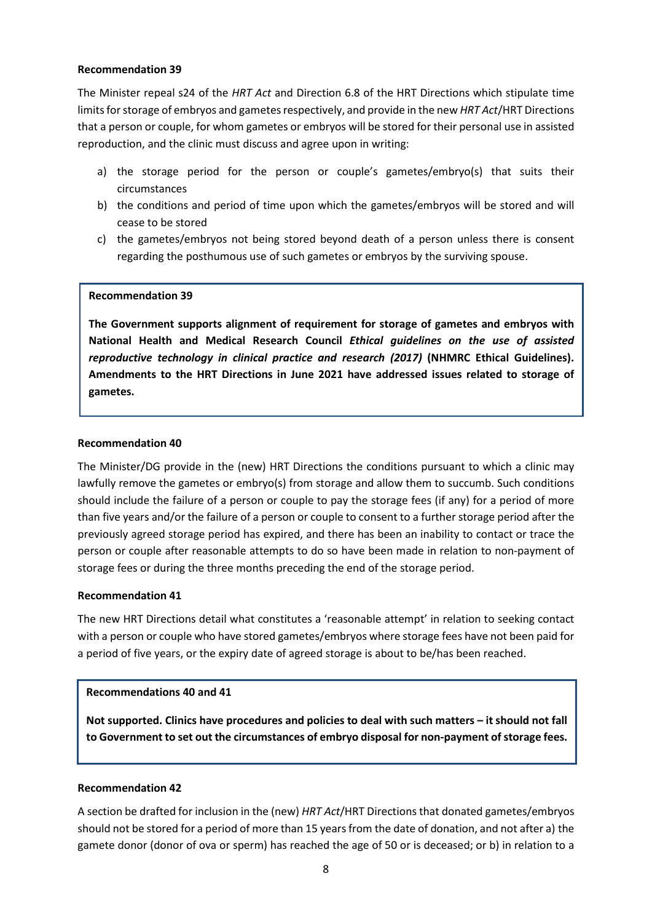**Recommendation 39**

The Minister repeal s24 of the *HRT Act* and Direction 6.8 of the HRT Directions which stipulate time limits for storage of embryos and gametes respectively, and provide in the new *HRT Act*/HRT Directions that a person or couple, for whom gametes or embryos will be stored for their personal use in assisted reproduction, and the clinic must discuss and agree upon in writing:

a) the storage period for the person or couple's gametes/embryo(s) that suits their circumstances
b) the conditions and period of time upon which the gametes/embryos will be stored and will cease to be stored
c) the gametes/embryos not being stored beyond death of a person unless there is consent regarding the posthumous use of such gametes or embryos by the surviving spouse.

> **Recommendation 39**
>
> **The Government supports alignment of requirement for storage of gametes and embryos with National Health and Medical Research Council *Ethical guidelines on the use of assisted reproductive technology in clinical practice and research (2017)* (NHMRC Ethical Guidelines). Amendments to the HRT Directions in June 2021 have addressed issues related to storage of gametes.**

**Recommendation 40**

The Minister/DG provide in the (new) HRT Directions the conditions pursuant to which a clinic may lawfully remove the gametes or embryo(s) from storage and allow them to succumb. Such conditions should include the failure of a person or couple to pay the storage fees (if any) for a period of more than five years and/or the failure of a person or couple to consent to a further storage period after the previously agreed storage period has expired, and there has been an inability to contact or trace the person or couple after reasonable attempts to do so have been made in relation to non-payment of storage fees or during the three months preceding the end of the storage period.

**Recommendation 41**

The new HRT Directions detail what constitutes a 'reasonable attempt' in relation to seeking contact with a person or couple who have stored gametes/embryos where storage fees have not been paid for a period of five years, or the expiry date of agreed storage is about to be/has been reached.

> **Recommendations 40 and 41**
>
> **Not supported. Clinics have procedures and policies to deal with such matters – it should not fall to Government to set out the circumstances of embryo disposal for non-payment of storage fees.**

**Recommendation 42**

A section be drafted for inclusion in the (new) *HRT Act*/HRT Directions that donated gametes/embryos should not be stored for a period of more than 15 years from the date of donation, and not after a) the gamete donor (donor of ova or sperm) has reached the age of 50 or is deceased; or b) in relation to a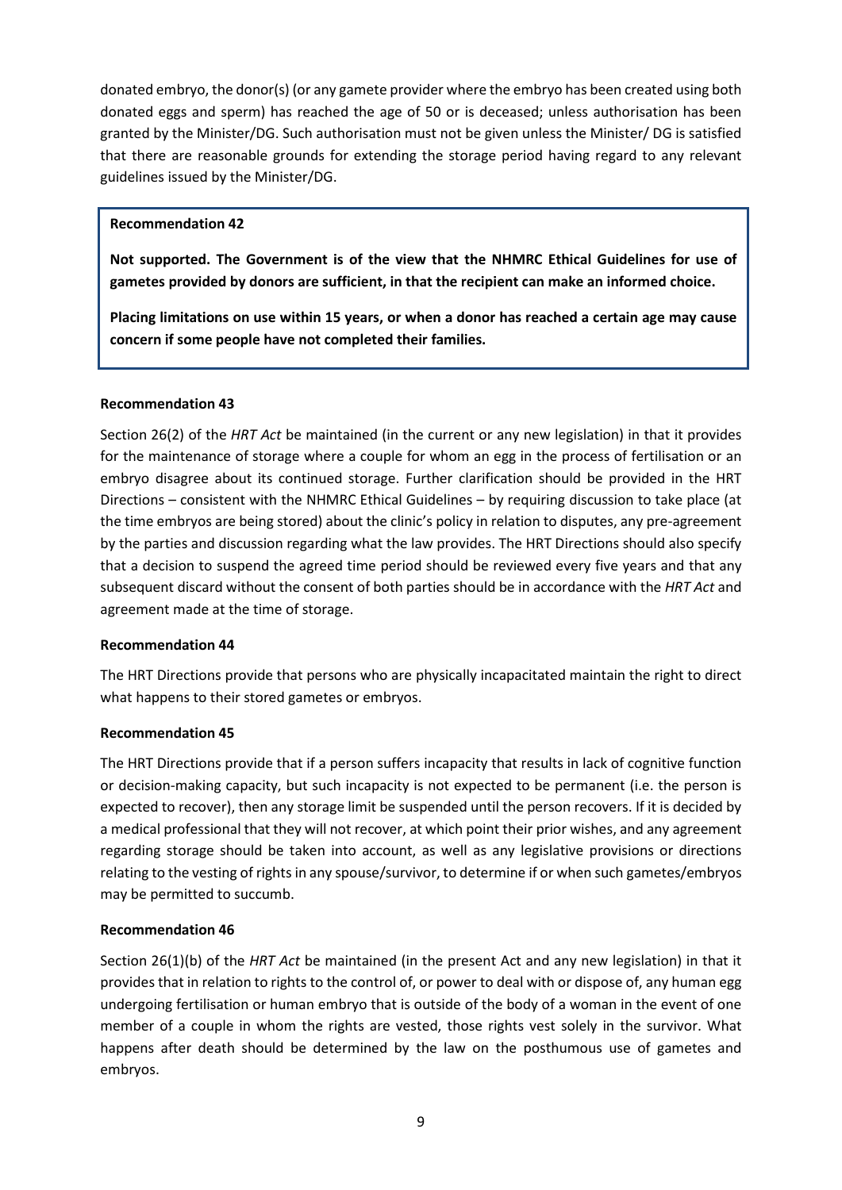donated embryo, the donor(s) (or any gamete provider where the embryo has been created using both donated eggs and sperm) has reached the age of 50 or is deceased; unless authorisation has been granted by the Minister/DG. Such authorisation must not be given unless the Minister/ DG is satisfied that there are reasonable grounds for extending the storage period having regard to any relevant guidelines issued by the Minister/DG.

> **Recommendation 42**
>
> **Not supported. The Government is of the view that the NHMRC Ethical Guidelines for use of gametes provided by donors are sufficient, in that the recipient can make an informed choice.**
>
> **Placing limitations on use within 15 years, or when a donor has reached a certain age may cause concern if some people have not completed their families.**

**Recommendation 43**

Section 26(2) of the *HRT Act* be maintained (in the current or any new legislation) in that it provides for the maintenance of storage where a couple for whom an egg in the process of fertilisation or an embryo disagree about its continued storage. Further clarification should be provided in the HRT Directions – consistent with the NHMRC Ethical Guidelines – by requiring discussion to take place (at the time embryos are being stored) about the clinic's policy in relation to disputes, any pre-agreement by the parties and discussion regarding what the law provides. The HRT Directions should also specify that a decision to suspend the agreed time period should be reviewed every five years and that any subsequent discard without the consent of both parties should be in accordance with the *HRT Act* and agreement made at the time of storage.

**Recommendation 44**

The HRT Directions provide that persons who are physically incapacitated maintain the right to direct what happens to their stored gametes or embryos.

**Recommendation 45**

The HRT Directions provide that if a person suffers incapacity that results in lack of cognitive function or decision-making capacity, but such incapacity is not expected to be permanent (i.e. the person is expected to recover), then any storage limit be suspended until the person recovers. If it is decided by a medical professional that they will not recover, at which point their prior wishes, and any agreement regarding storage should be taken into account, as well as any legislative provisions or directions relating to the vesting of rights in any spouse/survivor, to determine if or when such gametes/embryos may be permitted to succumb.

**Recommendation 46**

Section 26(1)(b) of the *HRT Act* be maintained (in the present Act and any new legislation) in that it provides that in relation to rights to the control of, or power to deal with or dispose of, any human egg undergoing fertilisation or human embryo that is outside of the body of a woman in the event of one member of a couple in whom the rights are vested, those rights vest solely in the survivor. What happens after death should be determined by the law on the posthumous use of gametes and embryos.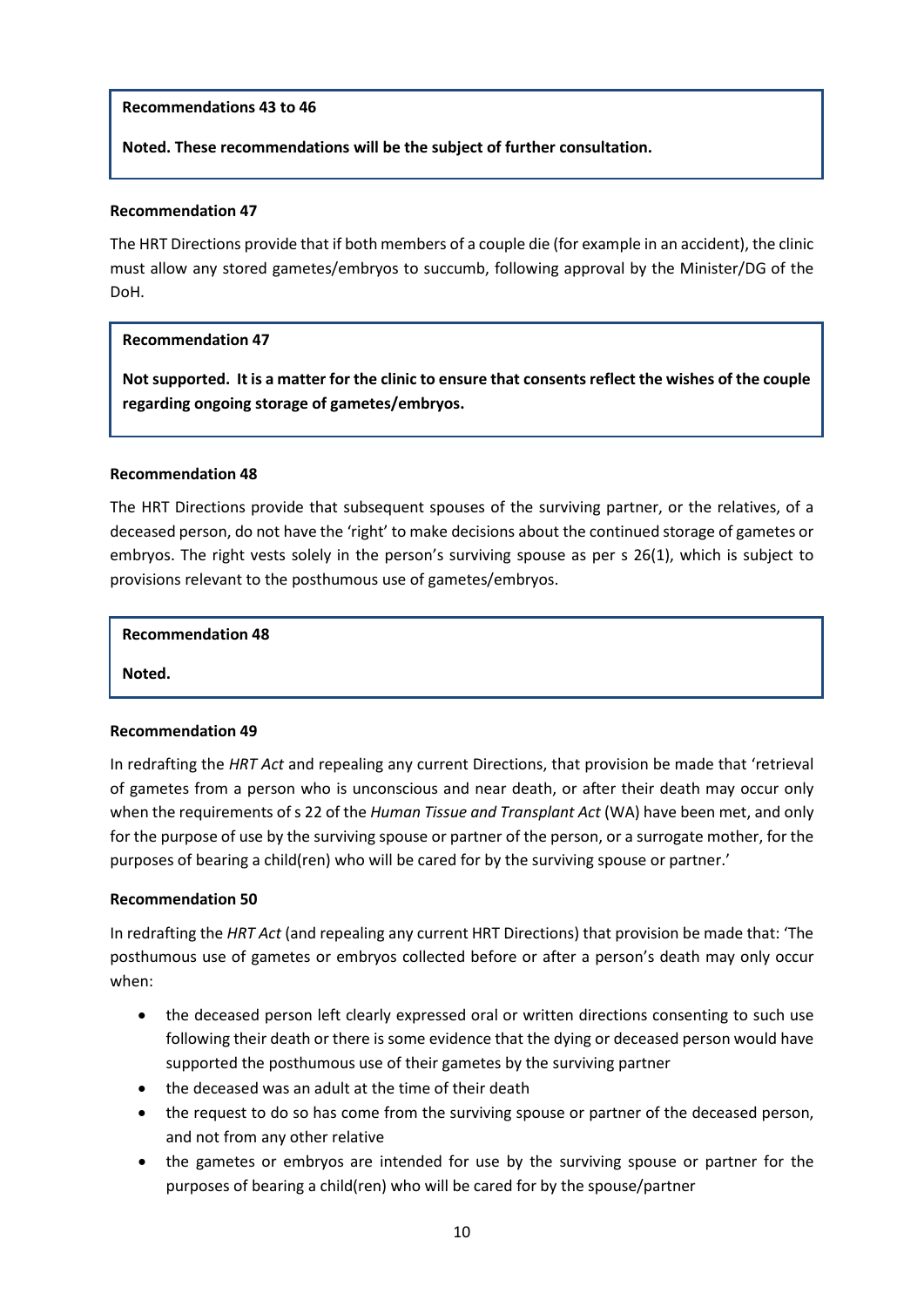**Recommendations 43 to 46**

**Noted. These recommendations will be the subject of further consultation.**

**Recommendation 47**

The HRT Directions provide that if both members of a couple die (for example in an accident), the clinic must allow any stored gametes/embryos to succumb, following approval by the Minister/DG of the DoH.

**Recommendation 47**

**Not supported. It is a matter for the clinic to ensure that consents reflect the wishes of the couple regarding ongoing storage of gametes/embryos.**

**Recommendation 48**

The HRT Directions provide that subsequent spouses of the surviving partner, or the relatives, of a deceased person, do not have the 'right' to make decisions about the continued storage of gametes or embryos. The right vests solely in the person's surviving spouse as per s 26(1), which is subject to provisions relevant to the posthumous use of gametes/embryos.

**Recommendation 48**

**Noted.**

**Recommendation 49**

In redrafting the *HRT Act* and repealing any current Directions, that provision be made that 'retrieval of gametes from a person who is unconscious and near death, or after their death may occur only when the requirements of s 22 of the *Human Tissue and Transplant Act* (WA) have been met, and only for the purpose of use by the surviving spouse or partner of the person, or a surrogate mother, for the purposes of bearing a child(ren) who will be cared for by the surviving spouse or partner.'

**Recommendation 50**

In redrafting the *HRT Act* (and repealing any current HRT Directions) that provision be made that: 'The posthumous use of gametes or embryos collected before or after a person's death may only occur when:

- the deceased person left clearly expressed oral or written directions consenting to such use following their death or there is some evidence that the dying or deceased person would have supported the posthumous use of their gametes by the surviving partner
- the deceased was an adult at the time of their death
- the request to do so has come from the surviving spouse or partner of the deceased person, and not from any other relative
- the gametes or embryos are intended for use by the surviving spouse or partner for the purposes of bearing a child(ren) who will be cared for by the spouse/partner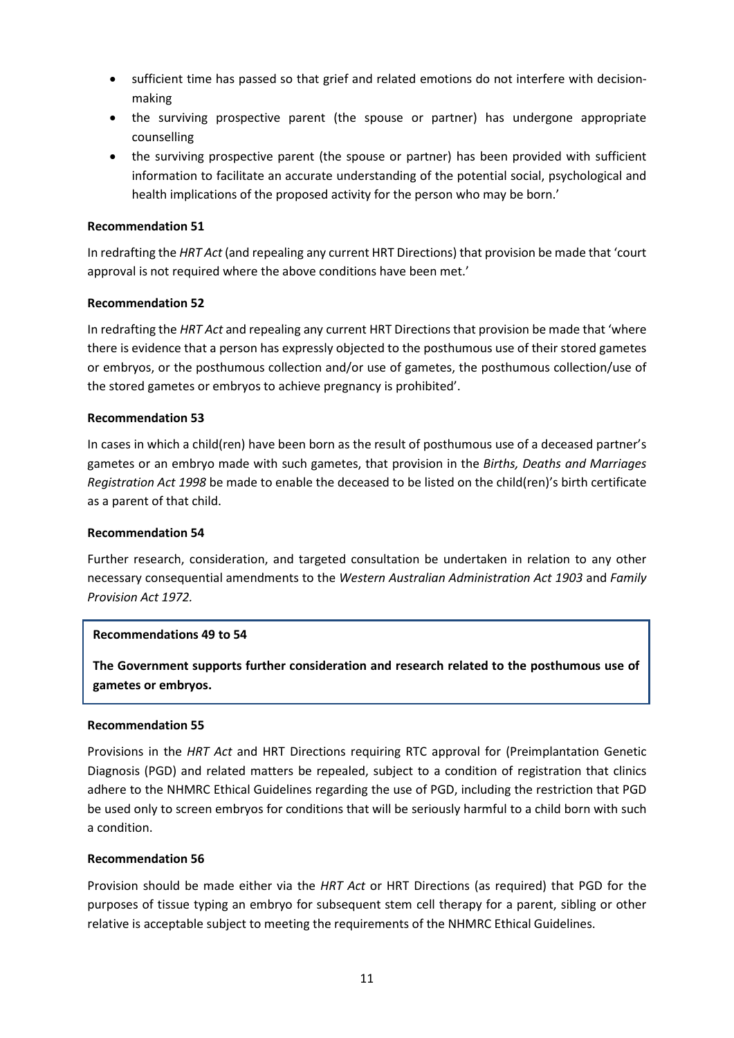- sufficient time has passed so that grief and related emotions do not interfere with decision-making
- the surviving prospective parent (the spouse or partner) has undergone appropriate counselling
- the surviving prospective parent (the spouse or partner) has been provided with sufficient information to facilitate an accurate understanding of the potential social, psychological and health implications of the proposed activity for the person who may be born.'

**Recommendation 51**

In redrafting the *HRT Act* (and repealing any current HRT Directions) that provision be made that 'court approval is not required where the above conditions have been met.'

**Recommendation 52**

In redrafting the *HRT Act* and repealing any current HRT Directions that provision be made that 'where there is evidence that a person has expressly objected to the posthumous use of their stored gametes or embryos, or the posthumous collection and/or use of gametes, the posthumous collection/use of the stored gametes or embryos to achieve pregnancy is prohibited'.

**Recommendation 53**

In cases in which a child(ren) have been born as the result of posthumous use of a deceased partner's gametes or an embryo made with such gametes, that provision in the *Births, Deaths and Marriages Registration Act 1998* be made to enable the deceased to be listed on the child(ren)'s birth certificate as a parent of that child.

**Recommendation 54**

Further research, consideration, and targeted consultation be undertaken in relation to any other necessary consequential amendments to the *Western Australian Administration Act 1903* and *Family Provision Act 1972*.

> **Recommendations 49 to 54**
>
> **The Government supports further consideration and research related to the posthumous use of gametes or embryos.**

**Recommendation 55**

Provisions in the *HRT Act* and HRT Directions requiring RTC approval for (Preimplantation Genetic Diagnosis (PGD) and related matters be repealed, subject to a condition of registration that clinics adhere to the NHMRC Ethical Guidelines regarding the use of PGD, including the restriction that PGD be used only to screen embryos for conditions that will be seriously harmful to a child born with such a condition.

**Recommendation 56**

Provision should be made either via the *HRT Act* or HRT Directions (as required) that PGD for the purposes of tissue typing an embryo for subsequent stem cell therapy for a parent, sibling or other relative is acceptable subject to meeting the requirements of the NHMRC Ethical Guidelines.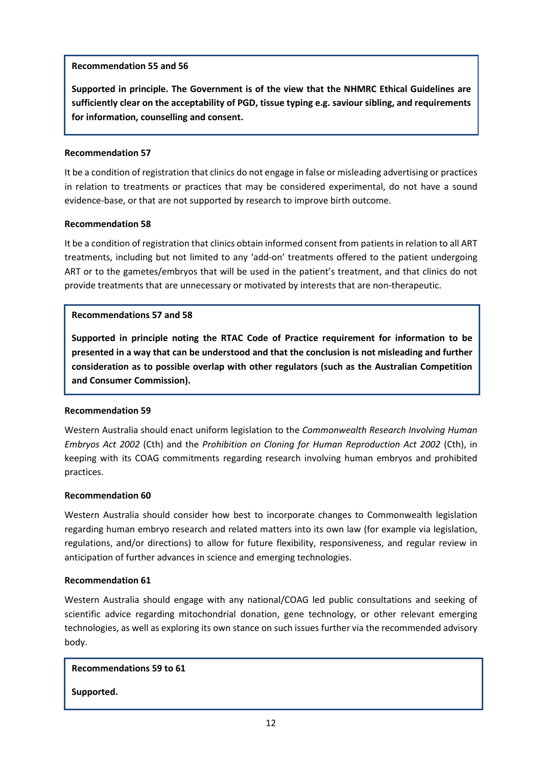> **Recommendation 55 and 56**
>
> **Supported in principle. The Government is of the view that the NHMRC Ethical Guidelines are sufficiently clear on the acceptability of PGD, tissue typing e.g. saviour sibling, and requirements for information, counselling and consent.**

**Recommendation 57**

It be a condition of registration that clinics do not engage in false or misleading advertising or practices in relation to treatments or practices that may be considered experimental, do not have a sound evidence-base, or that are not supported by research to improve birth outcome.

**Recommendation 58**

It be a condition of registration that clinics obtain informed consent from patients in relation to all ART treatments, including but not limited to any 'add-on' treatments offered to the patient undergoing ART or to the gametes/embryos that will be used in the patient's treatment, and that clinics do not provide treatments that are unnecessary or motivated by interests that are non-therapeutic.

> **Recommendations 57 and 58**
>
> **Supported in principle noting the RTAC Code of Practice requirement for information to be presented in a way that can be understood and that the conclusion is not misleading and further consideration as to possible overlap with other regulators (such as the Australian Competition and Consumer Commission).**

**Recommendation 59**

Western Australia should enact uniform legislation to the *Commonwealth Research Involving Human Embryos Act 2002* (Cth) and the *Prohibition on Cloning for Human Reproduction Act 2002* (Cth), in keeping with its COAG commitments regarding research involving human embryos and prohibited practices.

**Recommendation 60**

Western Australia should consider how best to incorporate changes to Commonwealth legislation regarding human embryo research and related matters into its own law (for example via legislation, regulations, and/or directions) to allow for future flexibility, responsiveness, and regular review in anticipation of further advances in science and emerging technologies.

**Recommendation 61**

Western Australia should engage with any national/COAG led public consultations and seeking of scientific advice regarding mitochondrial donation, gene technology, or other relevant emerging technologies, as well as exploring its own stance on such issues further via the recommended advisory body.

> **Recommendations 59 to 61**
>
> **Supported.**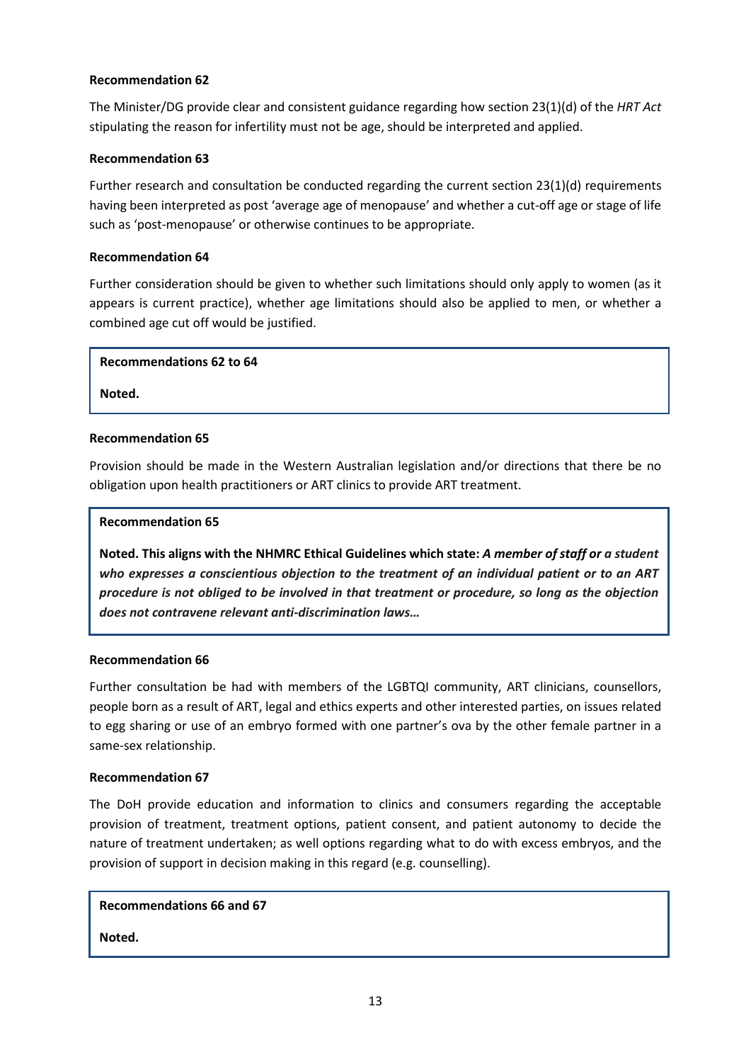**Recommendation 62**

The Minister/DG provide clear and consistent guidance regarding how section 23(1)(d) of the *HRT Act* stipulating the reason for infertility must not be age, should be interpreted and applied.

**Recommendation 63**

Further research and consultation be conducted regarding the current section 23(1)(d) requirements having been interpreted as post 'average age of menopause' and whether a cut-off age or stage of life such as 'post-menopause' or otherwise continues to be appropriate.

**Recommendation 64**

Further consideration should be given to whether such limitations should only apply to women (as it appears is current practice), whether age limitations should also be applied to men, or whether a combined age cut off would be justified.

> **Recommendations 62 to 64**
>
> **Noted.**

**Recommendation 65**

Provision should be made in the Western Australian legislation and/or directions that there be no obligation upon health practitioners or ART clinics to provide ART treatment.

> **Recommendation 65**
>
> **Noted. This aligns with the NHMRC Ethical Guidelines which state:** ***A member of staff or a student who expresses a conscientious objection to the treatment of an individual patient or to an ART procedure is not obliged to be involved in that treatment or procedure, so long as the objection does not contravene relevant anti-discrimination laws…***

**Recommendation 66**

Further consultation be had with members of the LGBTQI community, ART clinicians, counsellors, people born as a result of ART, legal and ethics experts and other interested parties, on issues related to egg sharing or use of an embryo formed with one partner's ova by the other female partner in a same-sex relationship.

**Recommendation 67**

The DoH provide education and information to clinics and consumers regarding the acceptable provision of treatment, treatment options, patient consent, and patient autonomy to decide the nature of treatment undertaken; as well options regarding what to do with excess embryos, and the provision of support in decision making in this regard (e.g. counselling).

> **Recommendations 66 and 67**
>
> **Noted.**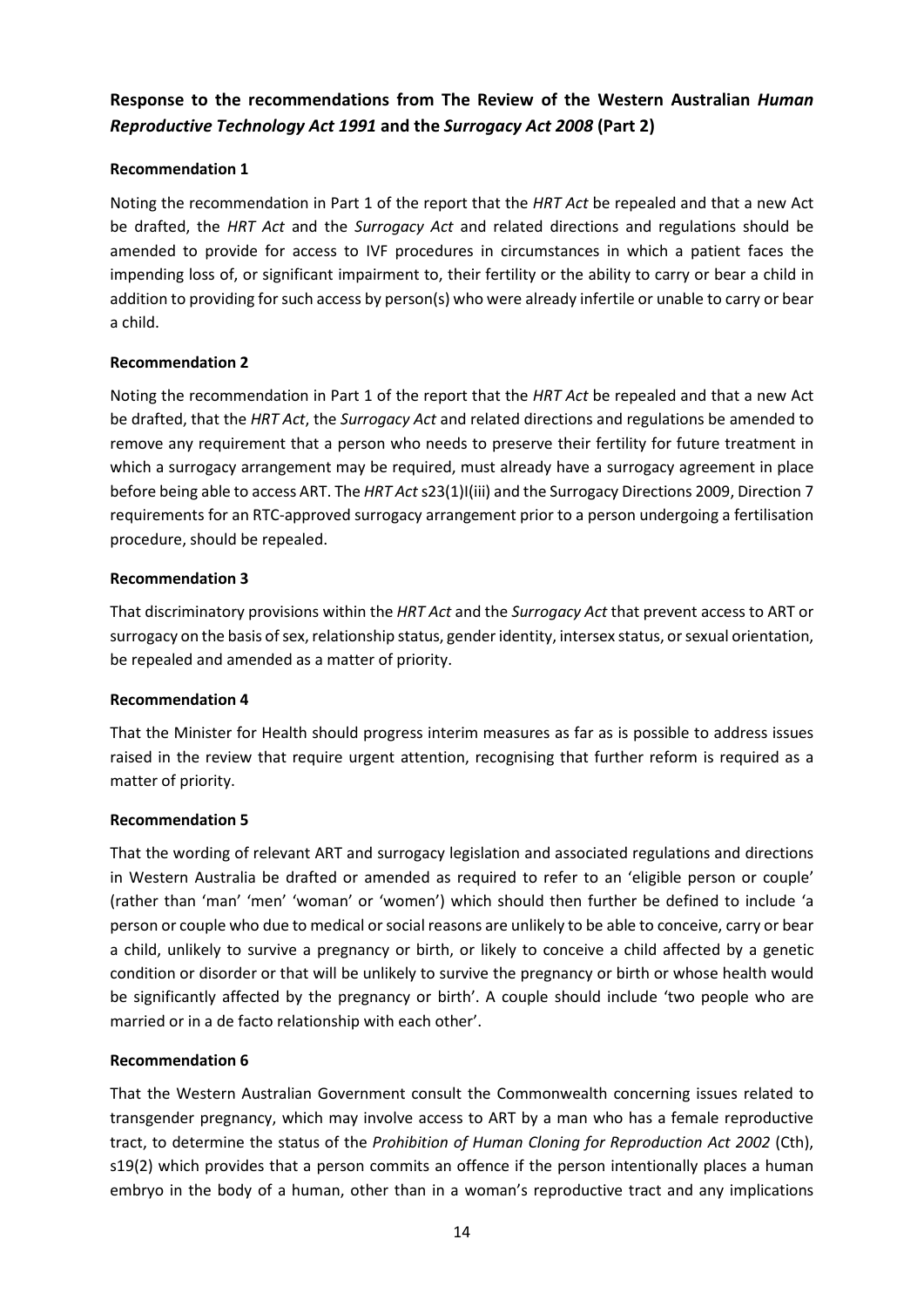## **Response to the recommendations from The Review of the Western Australian *Human Reproductive Technology Act 1991* and the *Surrogacy Act 2008* (Part 2)**

### **Recommendation 1**

Noting the recommendation in Part 1 of the report that the *HRT Act* be repealed and that a new Act be drafted, the *HRT Act* and the *Surrogacy Act* and related directions and regulations should be amended to provide for access to IVF procedures in circumstances in which a patient faces the impending loss of, or significant impairment to, their fertility or the ability to carry or bear a child in addition to providing for such access by person(s) who were already infertile or unable to carry or bear a child.

### **Recommendation 2**

Noting the recommendation in Part 1 of the report that the *HRT Act* be repealed and that a new Act be drafted, that the *HRT Act*, the *Surrogacy Act* and related directions and regulations be amended to remove any requirement that a person who needs to preserve their fertility for future treatment in which a surrogacy arrangement may be required, must already have a surrogacy agreement in place before being able to access ART. The *HRT Act* s23(1)I(iii) and the Surrogacy Directions 2009, Direction 7 requirements for an RTC-approved surrogacy arrangement prior to a person undergoing a fertilisation procedure, should be repealed.

### **Recommendation 3**

That discriminatory provisions within the *HRT Act* and the *Surrogacy Act* that prevent access to ART or surrogacy on the basis of sex, relationship status, gender identity, intersex status, or sexual orientation, be repealed and amended as a matter of priority.

### **Recommendation 4**

That the Minister for Health should progress interim measures as far as is possible to address issues raised in the review that require urgent attention, recognising that further reform is required as a matter of priority.

### **Recommendation 5**

That the wording of relevant ART and surrogacy legislation and associated regulations and directions in Western Australia be drafted or amended as required to refer to an 'eligible person or couple' (rather than 'man' 'men' 'woman' or 'women') which should then further be defined to include 'a person or couple who due to medical or social reasons are unlikely to be able to conceive, carry or bear a child, unlikely to survive a pregnancy or birth, or likely to conceive a child affected by a genetic condition or disorder or that will be unlikely to survive the pregnancy or birth or whose health would be significantly affected by the pregnancy or birth'. A couple should include 'two people who are married or in a de facto relationship with each other'.

### **Recommendation 6**

That the Western Australian Government consult the Commonwealth concerning issues related to transgender pregnancy, which may involve access to ART by a man who has a female reproductive tract, to determine the status of the *Prohibition of Human Cloning for Reproduction Act 2002* (Cth), s19(2) which provides that a person commits an offence if the person intentionally places a human embryo in the body of a human, other than in a woman's reproductive tract and any implications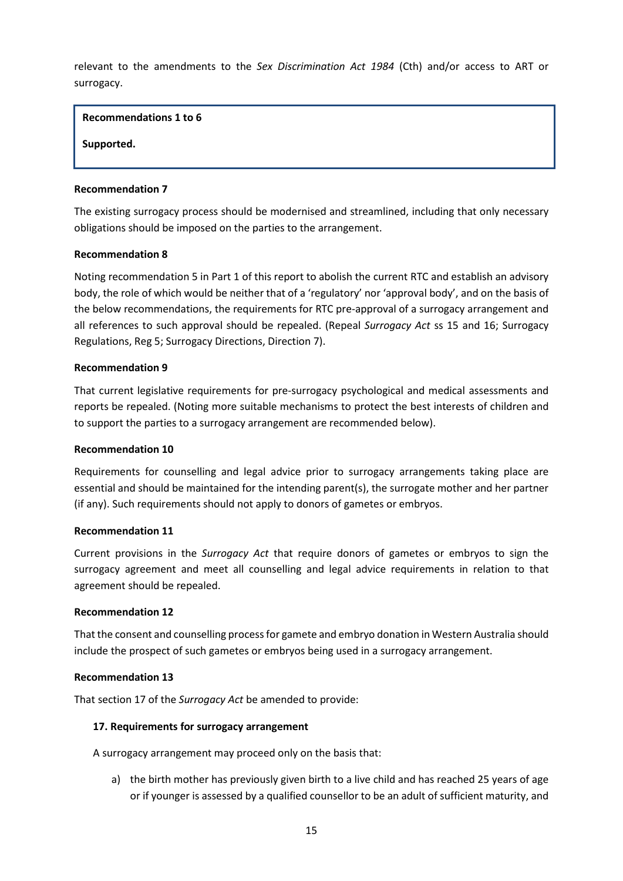relevant to the amendments to the *Sex Discrimination Act 1984* (Cth) and/or access to ART or surrogacy.

> **Recommendations 1 to 6**
>
> **Supported.**

**Recommendation 7**

The existing surrogacy process should be modernised and streamlined, including that only necessary obligations should be imposed on the parties to the arrangement.

**Recommendation 8**

Noting recommendation 5 in Part 1 of this report to abolish the current RTC and establish an advisory body, the role of which would be neither that of a 'regulatory' nor 'approval body', and on the basis of the below recommendations, the requirements for RTC pre-approval of a surrogacy arrangement and all references to such approval should be repealed. (Repeal *Surrogacy Act* ss 15 and 16; Surrogacy Regulations, Reg 5; Surrogacy Directions, Direction 7).

**Recommendation 9**

That current legislative requirements for pre-surrogacy psychological and medical assessments and reports be repealed. (Noting more suitable mechanisms to protect the best interests of children and to support the parties to a surrogacy arrangement are recommended below).

**Recommendation 10**

Requirements for counselling and legal advice prior to surrogacy arrangements taking place are essential and should be maintained for the intending parent(s), the surrogate mother and her partner (if any). Such requirements should not apply to donors of gametes or embryos.

**Recommendation 11**

Current provisions in the *Surrogacy Act* that require donors of gametes or embryos to sign the surrogacy agreement and meet all counselling and legal advice requirements in relation to that agreement should be repealed.

**Recommendation 12**

That the consent and counselling process for gamete and embryo donation in Western Australia should include the prospect of such gametes or embryos being used in a surrogacy arrangement.

**Recommendation 13**

That section 17 of the *Surrogacy Act* be amended to provide:

**17. Requirements for surrogacy arrangement**

A surrogacy arrangement may proceed only on the basis that:

a) the birth mother has previously given birth to a live child and has reached 25 years of age or if younger is assessed by a qualified counsellor to be an adult of sufficient maturity, and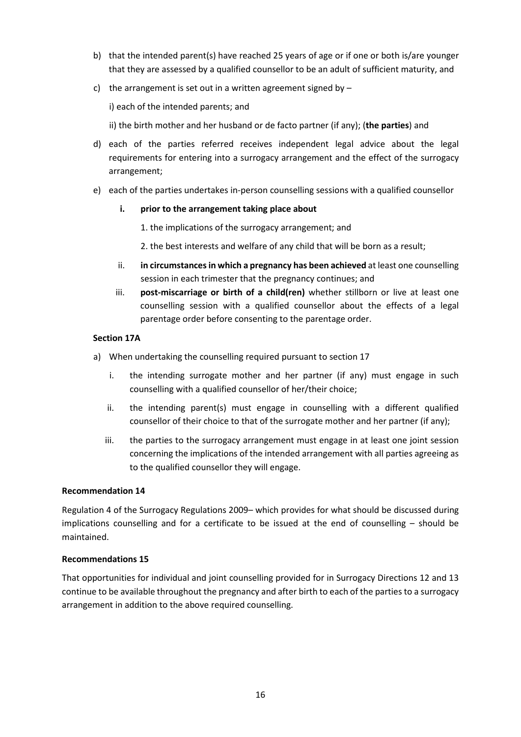b) that the intended parent(s) have reached 25 years of age or if one or both is/are younger that they are assessed by a qualified counsellor to be an adult of sufficient maturity, and

c) the arrangement is set out in a written agreement signed by –

   i) each of the intended parents; and

   ii) the birth mother and her husband or de facto partner (if any); (**the parties**) and

d) each of the parties referred receives independent legal advice about the legal requirements for entering into a surrogacy arrangement and the effect of the surrogacy arrangement;

e) each of the parties undertakes in-person counselling sessions with a qualified counsellor

   i. **prior to the arrangement taking place about**

      1. the implications of the surrogacy arrangement; and

      2. the best interests and welfare of any child that will be born as a result;

   ii. **in circumstances in which a pregnancy has been achieved** at least one counselling session in each trimester that the pregnancy continues; and

   iii. **post-miscarriage or birth of a child(ren)** whether stillborn or live at least one counselling session with a qualified counsellor about the effects of a legal parentage order before consenting to the parentage order.

**Section 17A**

a) When undertaking the counselling required pursuant to section 17

   i. the intending surrogate mother and her partner (if any) must engage in such counselling with a qualified counsellor of her/their choice;

   ii. the intending parent(s) must engage in counselling with a different qualified counsellor of their choice to that of the surrogate mother and her partner (if any);

   iii. the parties to the surrogacy arrangement must engage in at least one joint session concerning the implications of the intended arrangement with all parties agreeing as to the qualified counsellor they will engage.

**Recommendation 14**

Regulation 4 of the Surrogacy Regulations 2009– which provides for what should be discussed during implications counselling and for a certificate to be issued at the end of counselling – should be maintained.

**Recommendations 15**

That opportunities for individual and joint counselling provided for in Surrogacy Directions 12 and 13 continue to be available throughout the pregnancy and after birth to each of the parties to a surrogacy arrangement in addition to the above required counselling.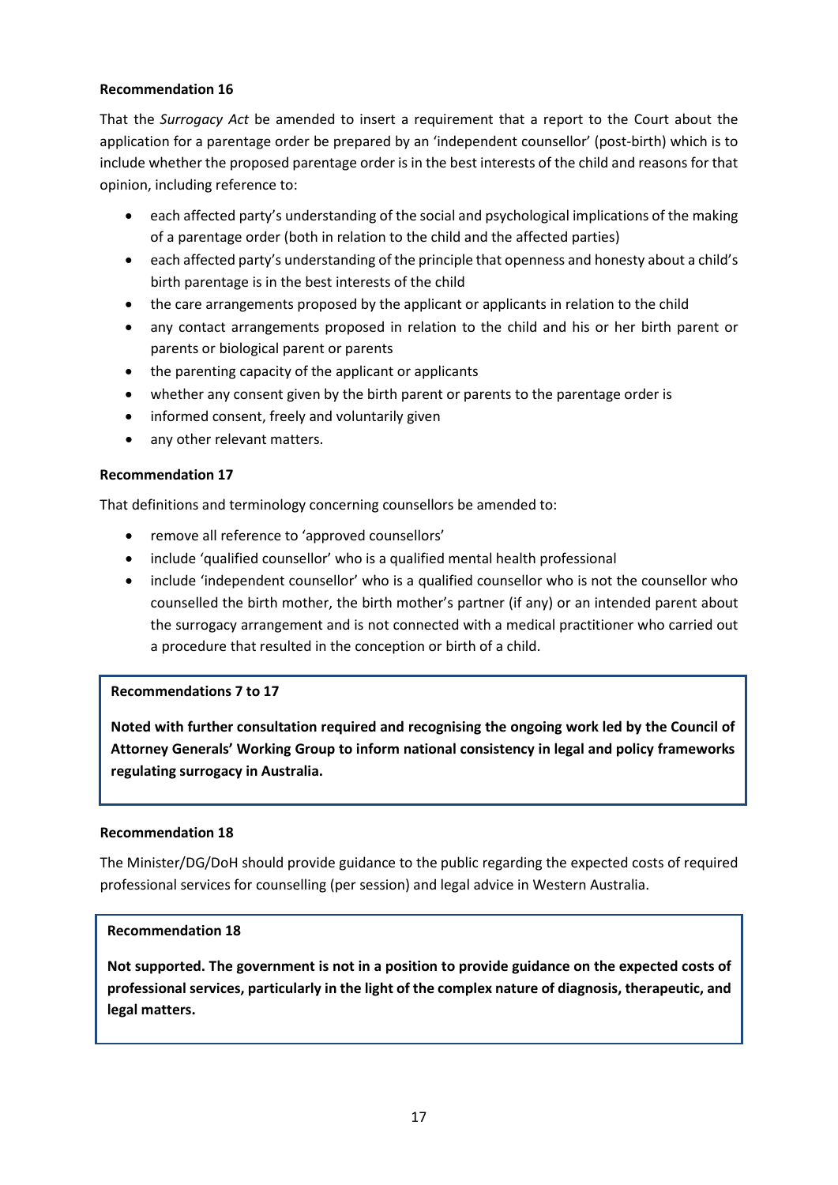**Recommendation 16**

That the *Surrogacy Act* be amended to insert a requirement that a report to the Court about the application for a parentage order be prepared by an 'independent counsellor' (post-birth) which is to include whether the proposed parentage order is in the best interests of the child and reasons for that opinion, including reference to:

- each affected party's understanding of the social and psychological implications of the making of a parentage order (both in relation to the child and the affected parties)
- each affected party's understanding of the principle that openness and honesty about a child's birth parentage is in the best interests of the child
- the care arrangements proposed by the applicant or applicants in relation to the child
- any contact arrangements proposed in relation to the child and his or her birth parent or parents or biological parent or parents
- the parenting capacity of the applicant or applicants
- whether any consent given by the birth parent or parents to the parentage order is
- informed consent, freely and voluntarily given
- any other relevant matters.

**Recommendation 17**

That definitions and terminology concerning counsellors be amended to:

- remove all reference to 'approved counsellors'
- include 'qualified counsellor' who is a qualified mental health professional
- include 'independent counsellor' who is a qualified counsellor who is not the counsellor who counselled the birth mother, the birth mother's partner (if any) or an intended parent about the surrogacy arrangement and is not connected with a medical practitioner who carried out a procedure that resulted in the conception or birth of a child.

**Recommendations 7 to 17**

**Noted with further consultation required and recognising the ongoing work led by the Council of Attorney Generals' Working Group to inform national consistency in legal and policy frameworks regulating surrogacy in Australia.**

**Recommendation 18**

The Minister/DG/DoH should provide guidance to the public regarding the expected costs of required professional services for counselling (per session) and legal advice in Western Australia.

**Recommendation 18**

**Not supported. The government is not in a position to provide guidance on the expected costs of professional services, particularly in the light of the complex nature of diagnosis, therapeutic, and legal matters.**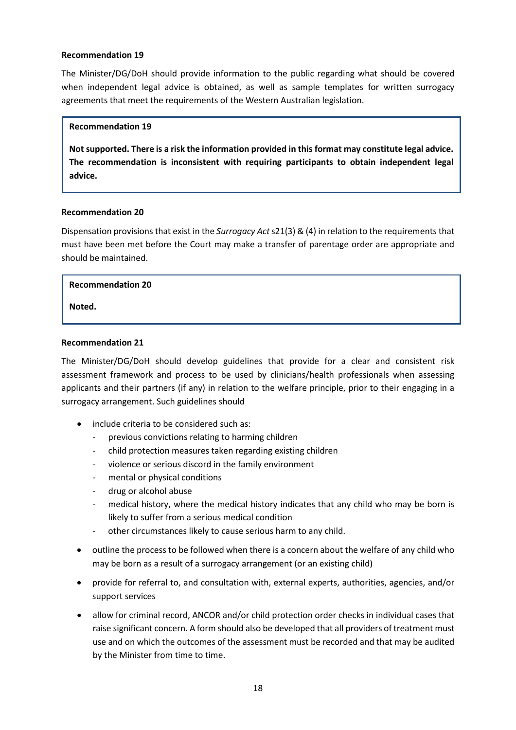**Recommendation 19**

The Minister/DG/DoH should provide information to the public regarding what should be covered when independent legal advice is obtained, as well as sample templates for written surrogacy agreements that meet the requirements of the Western Australian legislation.

> **Recommendation 19**
>
> **Not supported. There is a risk the information provided in this format may constitute legal advice. The recommendation is inconsistent with requiring participants to obtain independent legal advice.**

**Recommendation 20**

Dispensation provisions that exist in the *Surrogacy Act* s21(3) & (4) in relation to the requirements that must have been met before the Court may make a transfer of parentage order are appropriate and should be maintained.

> **Recommendation 20**
>
> **Noted.**

**Recommendation 21**

The Minister/DG/DoH should develop guidelines that provide for a clear and consistent risk assessment framework and process to be used by clinicians/health professionals when assessing applicants and their partners (if any) in relation to the welfare principle, prior to their engaging in a surrogacy arrangement. Such guidelines should

- include criteria to be considered such as:
  - previous convictions relating to harming children
  - child protection measures taken regarding existing children
  - violence or serious discord in the family environment
  - mental or physical conditions
  - drug or alcohol abuse
  - medical history, where the medical history indicates that any child who may be born is likely to suffer from a serious medical condition
  - other circumstances likely to cause serious harm to any child.
- outline the process to be followed when there is a concern about the welfare of any child who may be born as a result of a surrogacy arrangement (or an existing child)
- provide for referral to, and consultation with, external experts, authorities, agencies, and/or support services
- allow for criminal record, ANCOR and/or child protection order checks in individual cases that raise significant concern. A form should also be developed that all providers of treatment must use and on which the outcomes of the assessment must be recorded and that may be audited by the Minister from time to time.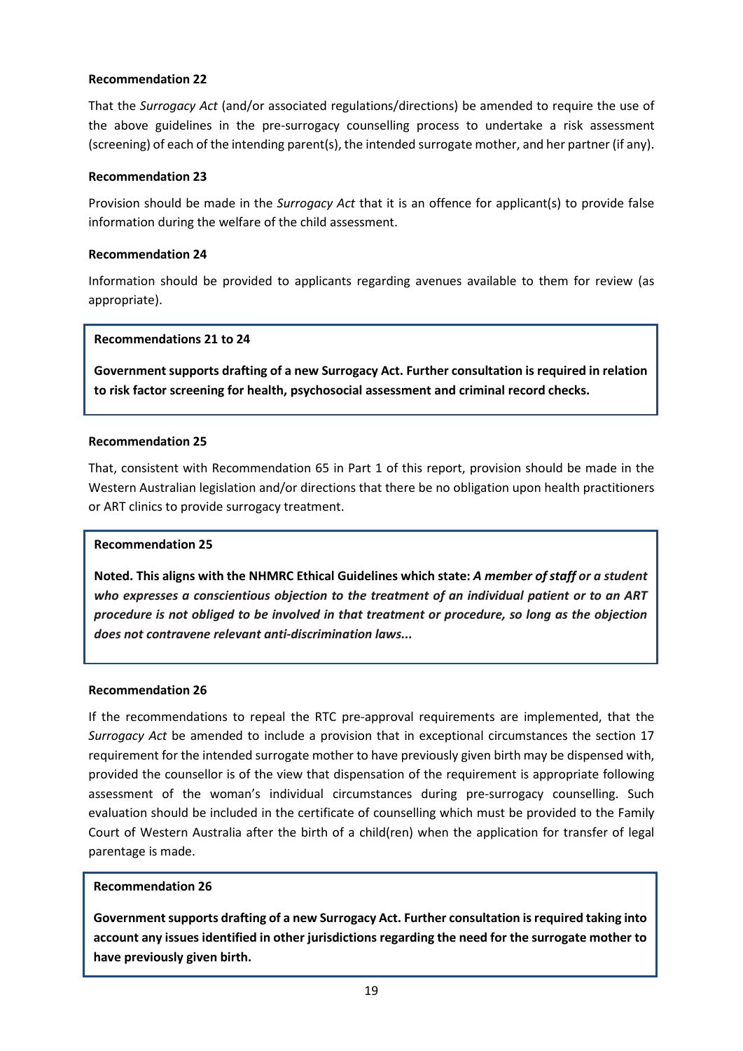**Recommendation 22**

That the *Surrogacy Act* (and/or associated regulations/directions) be amended to require the use of the above guidelines in the pre-surrogacy counselling process to undertake a risk assessment (screening) of each of the intending parent(s), the intended surrogate mother, and her partner (if any).

**Recommendation 23**

Provision should be made in the *Surrogacy Act* that it is an offence for applicant(s) to provide false information during the welfare of the child assessment.

**Recommendation 24**

Information should be provided to applicants regarding avenues available to them for review (as appropriate).

> **Recommendations 21 to 24**
>
> **Government supports drafting of a new Surrogacy Act. Further consultation is required in relation to risk factor screening for health, psychosocial assessment and criminal record checks.**

**Recommendation 25**

That, consistent with Recommendation 65 in Part 1 of this report, provision should be made in the Western Australian legislation and/or directions that there be no obligation upon health practitioners or ART clinics to provide surrogacy treatment.

> **Recommendation 25**
>
> **Noted. This aligns with the NHMRC Ethical Guidelines which state:** ***A member of staff or a student who expresses a conscientious objection to the treatment of an individual patient or to an ART procedure is not obliged to be involved in that treatment or procedure, so long as the objection does not contravene relevant anti-discrimination laws...***

**Recommendation 26**

If the recommendations to repeal the RTC pre-approval requirements are implemented, that the *Surrogacy Act* be amended to include a provision that in exceptional circumstances the section 17 requirement for the intended surrogate mother to have previously given birth may be dispensed with, provided the counsellor is of the view that dispensation of the requirement is appropriate following assessment of the woman's individual circumstances during pre-surrogacy counselling. Such evaluation should be included in the certificate of counselling which must be provided to the Family Court of Western Australia after the birth of a child(ren) when the application for transfer of legal parentage is made.

> **Recommendation 26**
>
> **Government supports drafting of a new Surrogacy Act. Further consultation is required taking into account any issues identified in other jurisdictions regarding the need for the surrogate mother to have previously given birth.**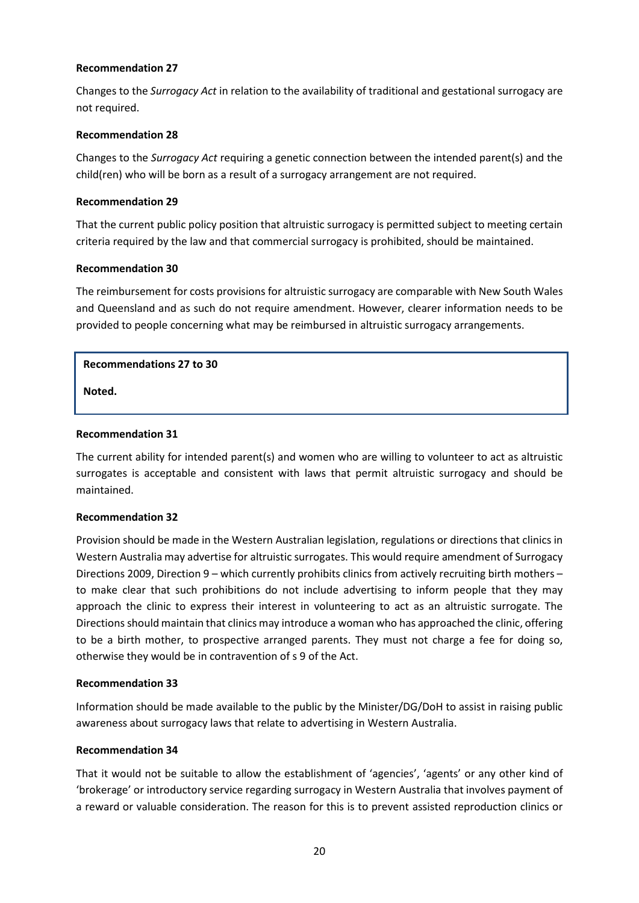**Recommendation 27**

Changes to the *Surrogacy Act* in relation to the availability of traditional and gestational surrogacy are not required.

**Recommendation 28**

Changes to the *Surrogacy Act* requiring a genetic connection between the intended parent(s) and the child(ren) who will be born as a result of a surrogacy arrangement are not required.

**Recommendation 29**

That the current public policy position that altruistic surrogacy is permitted subject to meeting certain criteria required by the law and that commercial surrogacy is prohibited, should be maintained.

**Recommendation 30**

The reimbursement for costs provisions for altruistic surrogacy are comparable with New South Wales and Queensland and as such do not require amendment. However, clearer information needs to be provided to people concerning what may be reimbursed in altruistic surrogacy arrangements.

> **Recommendations 27 to 30**
>
> **Noted.**

**Recommendation 31**

The current ability for intended parent(s) and women who are willing to volunteer to act as altruistic surrogates is acceptable and consistent with laws that permit altruistic surrogacy and should be maintained.

**Recommendation 32**

Provision should be made in the Western Australian legislation, regulations or directions that clinics in Western Australia may advertise for altruistic surrogates. This would require amendment of Surrogacy Directions 2009, Direction 9 – which currently prohibits clinics from actively recruiting birth mothers – to make clear that such prohibitions do not include advertising to inform people that they may approach the clinic to express their interest in volunteering to act as an altruistic surrogate. The Directions should maintain that clinics may introduce a woman who has approached the clinic, offering to be a birth mother, to prospective arranged parents. They must not charge a fee for doing so, otherwise they would be in contravention of s 9 of the Act.

**Recommendation 33**

Information should be made available to the public by the Minister/DG/DoH to assist in raising public awareness about surrogacy laws that relate to advertising in Western Australia.

**Recommendation 34**

That it would not be suitable to allow the establishment of 'agencies', 'agents' or any other kind of 'brokerage' or introductory service regarding surrogacy in Western Australia that involves payment of a reward or valuable consideration. The reason for this is to prevent assisted reproduction clinics or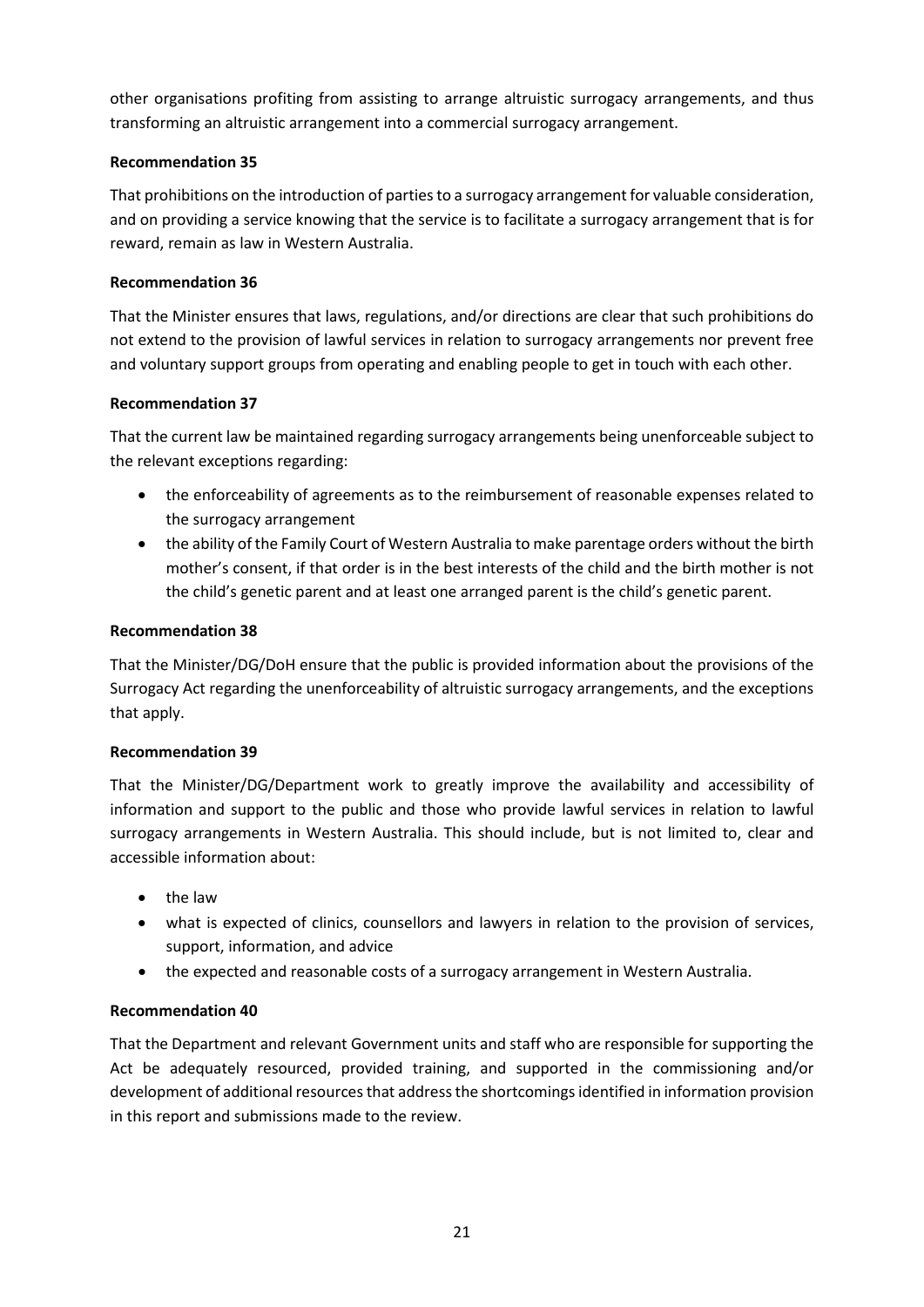other organisations profiting from assisting to arrange altruistic surrogacy arrangements, and thus transforming an altruistic arrangement into a commercial surrogacy arrangement.

**Recommendation 35**

That prohibitions on the introduction of parties to a surrogacy arrangement for valuable consideration, and on providing a service knowing that the service is to facilitate a surrogacy arrangement that is for reward, remain as law in Western Australia.

**Recommendation 36**

That the Minister ensures that laws, regulations, and/or directions are clear that such prohibitions do not extend to the provision of lawful services in relation to surrogacy arrangements nor prevent free and voluntary support groups from operating and enabling people to get in touch with each other.

**Recommendation 37**

That the current law be maintained regarding surrogacy arrangements being unenforceable subject to the relevant exceptions regarding:

- the enforceability of agreements as to the reimbursement of reasonable expenses related to the surrogacy arrangement
- the ability of the Family Court of Western Australia to make parentage orders without the birth mother's consent, if that order is in the best interests of the child and the birth mother is not the child's genetic parent and at least one arranged parent is the child's genetic parent.

**Recommendation 38**

That the Minister/DG/DoH ensure that the public is provided information about the provisions of the Surrogacy Act regarding the unenforceability of altruistic surrogacy arrangements, and the exceptions that apply.

**Recommendation 39**

That the Minister/DG/Department work to greatly improve the availability and accessibility of information and support to the public and those who provide lawful services in relation to lawful surrogacy arrangements in Western Australia. This should include, but is not limited to, clear and accessible information about:

- the law
- what is expected of clinics, counsellors and lawyers in relation to the provision of services, support, information, and advice
- the expected and reasonable costs of a surrogacy arrangement in Western Australia.

**Recommendation 40**

That the Department and relevant Government units and staff who are responsible for supporting the Act be adequately resourced, provided training, and supported in the commissioning and/or development of additional resources that address the shortcomings identified in information provision in this report and submissions made to the review.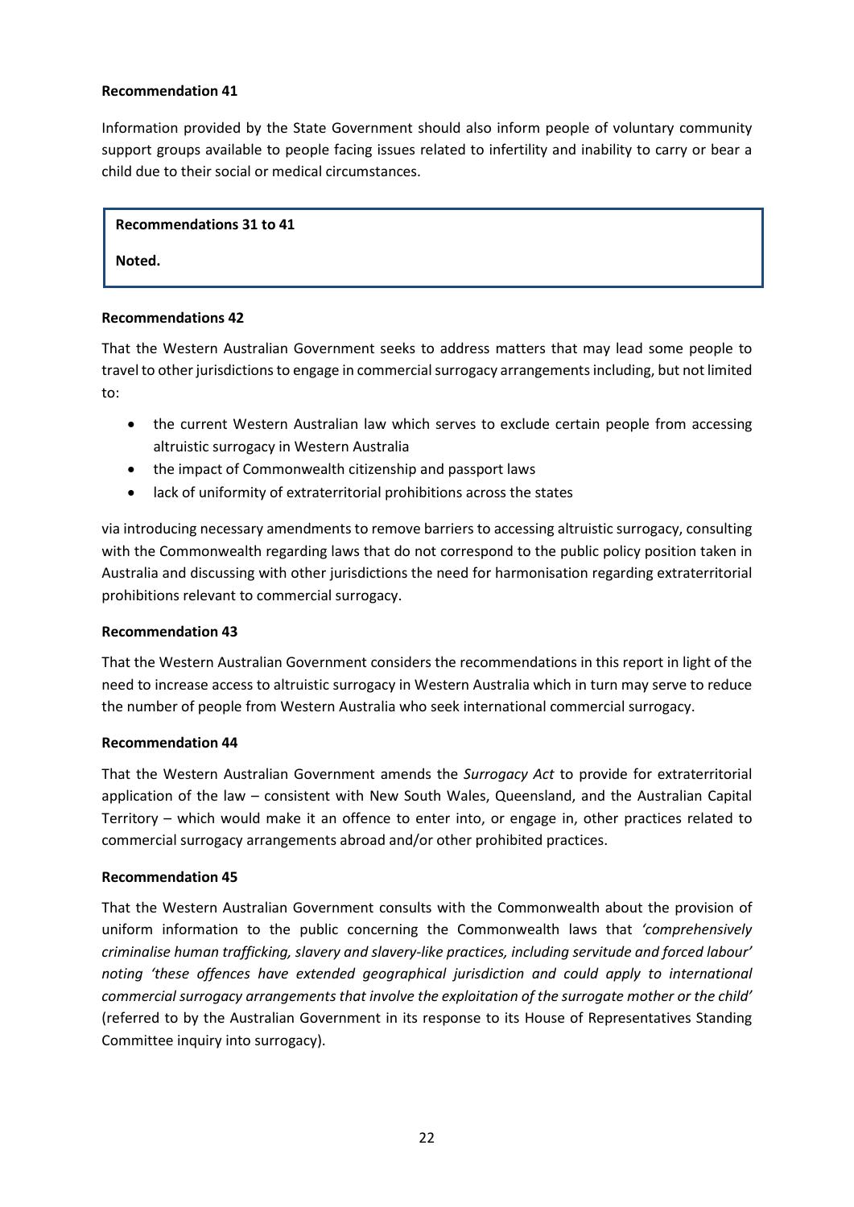**Recommendation 41**

Information provided by the State Government should also inform people of voluntary community support groups available to people facing issues related to infertility and inability to carry or bear a child due to their social or medical circumstances.

> **Recommendations 31 to 41**
>
> **Noted.**

**Recommendations 42**

That the Western Australian Government seeks to address matters that may lead some people to travel to other jurisdictions to engage in commercial surrogacy arrangements including, but not limited to:

- the current Western Australian law which serves to exclude certain people from accessing altruistic surrogacy in Western Australia
- the impact of Commonwealth citizenship and passport laws
- lack of uniformity of extraterritorial prohibitions across the states

via introducing necessary amendments to remove barriers to accessing altruistic surrogacy, consulting with the Commonwealth regarding laws that do not correspond to the public policy position taken in Australia and discussing with other jurisdictions the need for harmonisation regarding extraterritorial prohibitions relevant to commercial surrogacy.

**Recommendation 43**

That the Western Australian Government considers the recommendations in this report in light of the need to increase access to altruistic surrogacy in Western Australia which in turn may serve to reduce the number of people from Western Australia who seek international commercial surrogacy.

**Recommendation 44**

That the Western Australian Government amends the *Surrogacy Act* to provide for extraterritorial application of the law – consistent with New South Wales, Queensland, and the Australian Capital Territory – which would make it an offence to enter into, or engage in, other practices related to commercial surrogacy arrangements abroad and/or other prohibited practices.

**Recommendation 45**

That the Western Australian Government consults with the Commonwealth about the provision of uniform information to the public concerning the Commonwealth laws that *'comprehensively criminalise human trafficking, slavery and slavery-like practices, including servitude and forced labour' noting 'these offences have extended geographical jurisdiction and could apply to international commercial surrogacy arrangements that involve the exploitation of the surrogate mother or the child'* (referred to by the Australian Government in its response to its House of Representatives Standing Committee inquiry into surrogacy).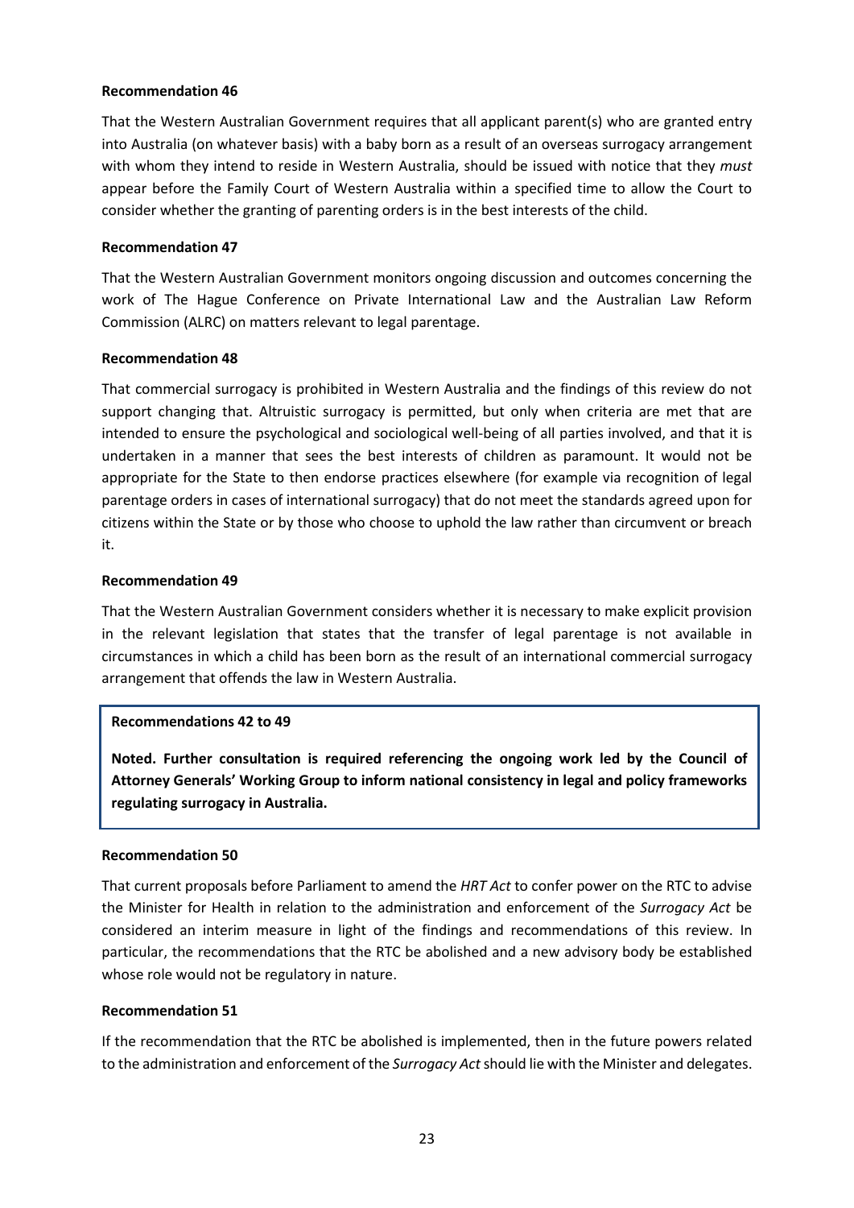**Recommendation 46**

That the Western Australian Government requires that all applicant parent(s) who are granted entry into Australia (on whatever basis) with a baby born as a result of an overseas surrogacy arrangement with whom they intend to reside in Western Australia, should be issued with notice that they *must* appear before the Family Court of Western Australia within a specified time to allow the Court to consider whether the granting of parenting orders is in the best interests of the child.

**Recommendation 47**

That the Western Australian Government monitors ongoing discussion and outcomes concerning the work of The Hague Conference on Private International Law and the Australian Law Reform Commission (ALRC) on matters relevant to legal parentage.

**Recommendation 48**

That commercial surrogacy is prohibited in Western Australia and the findings of this review do not support changing that. Altruistic surrogacy is permitted, but only when criteria are met that are intended to ensure the psychological and sociological well-being of all parties involved, and that it is undertaken in a manner that sees the best interests of children as paramount. It would not be appropriate for the State to then endorse practices elsewhere (for example via recognition of legal parentage orders in cases of international surrogacy) that do not meet the standards agreed upon for citizens within the State or by those who choose to uphold the law rather than circumvent or breach it.

**Recommendation 49**

That the Western Australian Government considers whether it is necessary to make explicit provision in the relevant legislation that states that the transfer of legal parentage is not available in circumstances in which a child has been born as the result of an international commercial surrogacy arrangement that offends the law in Western Australia.

> **Recommendations 42 to 49**
>
> **Noted. Further consultation is required referencing the ongoing work led by the Council of Attorney Generals' Working Group to inform national consistency in legal and policy frameworks regulating surrogacy in Australia.**

**Recommendation 50**

That current proposals before Parliament to amend the *HRT Act* to confer power on the RTC to advise the Minister for Health in relation to the administration and enforcement of the *Surrogacy Act* be considered an interim measure in light of the findings and recommendations of this review. In particular, the recommendations that the RTC be abolished and a new advisory body be established whose role would not be regulatory in nature.

**Recommendation 51**

If the recommendation that the RTC be abolished is implemented, then in the future powers related to the administration and enforcement of the *Surrogacy Act* should lie with the Minister and delegates.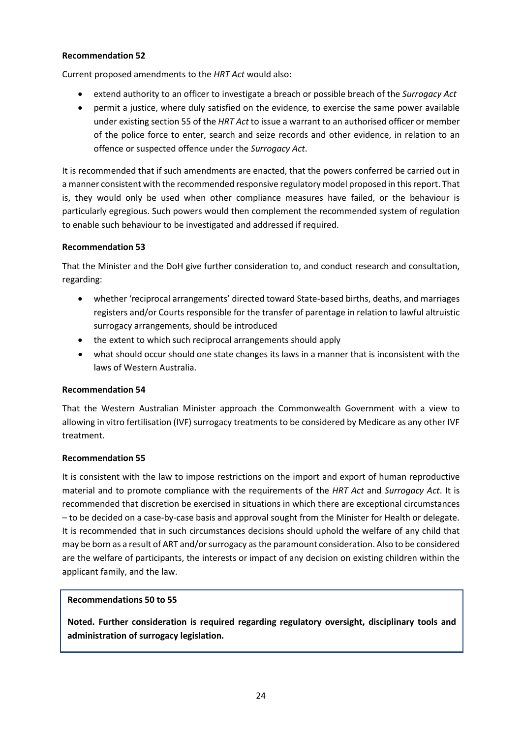**Recommendation 52**

Current proposed amendments to the *HRT Act* would also:

- extend authority to an officer to investigate a breach or possible breach of the *Surrogacy Act*
- permit a justice, where duly satisfied on the evidence, to exercise the same power available under existing section 55 of the *HRT Act* to issue a warrant to an authorised officer or member of the police force to enter, search and seize records and other evidence, in relation to an offence or suspected offence under the *Surrogacy Act*.

It is recommended that if such amendments are enacted, that the powers conferred be carried out in a manner consistent with the recommended responsive regulatory model proposed in this report. That is, they would only be used when other compliance measures have failed, or the behaviour is particularly egregious. Such powers would then complement the recommended system of regulation to enable such behaviour to be investigated and addressed if required.

**Recommendation 53**

That the Minister and the DoH give further consideration to, and conduct research and consultation, regarding:

- whether 'reciprocal arrangements' directed toward State-based births, deaths, and marriages registers and/or Courts responsible for the transfer of parentage in relation to lawful altruistic surrogacy arrangements, should be introduced
- the extent to which such reciprocal arrangements should apply
- what should occur should one state changes its laws in a manner that is inconsistent with the laws of Western Australia.

**Recommendation 54**

That the Western Australian Minister approach the Commonwealth Government with a view to allowing in vitro fertilisation (IVF) surrogacy treatments to be considered by Medicare as any other IVF treatment.

**Recommendation 55**

It is consistent with the law to impose restrictions on the import and export of human reproductive material and to promote compliance with the requirements of the *HRT Act* and *Surrogacy Act*. It is recommended that discretion be exercised in situations in which there are exceptional circumstances – to be decided on a case-by-case basis and approval sought from the Minister for Health or delegate. It is recommended that in such circumstances decisions should uphold the welfare of any child that may be born as a result of ART and/or surrogacy as the paramount consideration. Also to be considered are the welfare of participants, the interests or impact of any decision on existing children within the applicant family, and the law.

**Recommendations 50 to 55**

**Noted. Further consideration is required regarding regulatory oversight, disciplinary tools and administration of surrogacy legislation.**